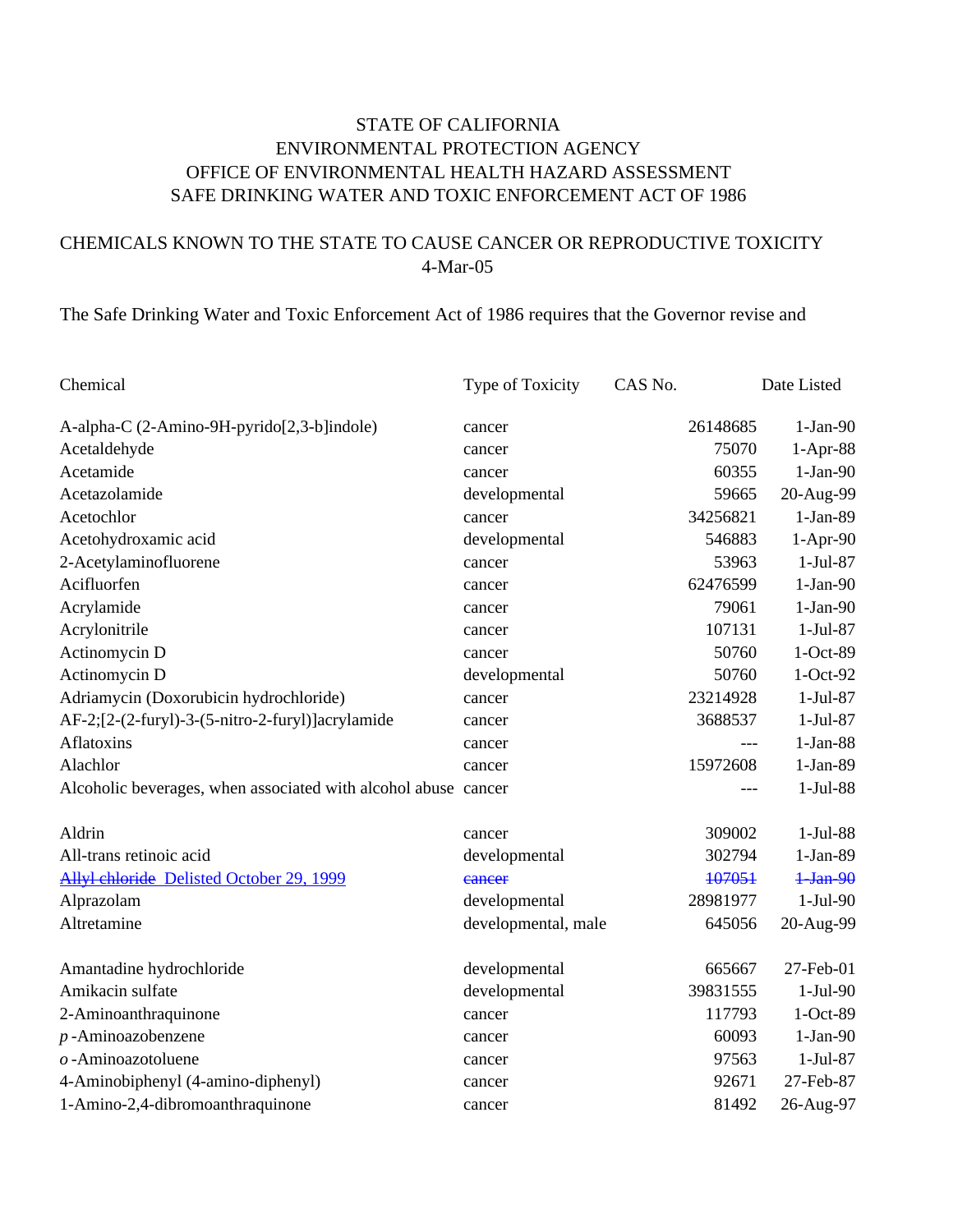STATE OF CALIFORNIA
ENVIRONMENTAL PROTECTION AGENCY
OFFICE OF ENVIRONMENTAL HEALTH HAZARD ASSESSMENT
SAFE DRINKING WATER AND TOXIC ENFORCEMENT ACT OF 1986

CHEMICALS KNOWN TO THE STATE TO CAUSE CANCER OR REPRODUCTIVE TOXICITY
4-Mar-05

The Safe Drinking Water and Toxic Enforcement Act of 1986 requires that the Governor revise and

| Chemical | Type of Toxicity | CAS No. | Date Listed |
|---|---|---|---|
| A-alpha-C (2-Amino-9H-pyrido[2,3-b]indole) | cancer | 26148685 | 1-Jan-90 |
| Acetaldehyde | cancer | 75070 | 1-Apr-88 |
| Acetamide | cancer | 60355 | 1-Jan-90 |
| Acetazolamide | developmental | 59665 | 20-Aug-99 |
| Acetochlor | cancer | 34256821 | 1-Jan-89 |
| Acetohydroxamic acid | developmental | 546883 | 1-Apr-90 |
| 2-Acetylaminofluorene | cancer | 53963 | 1-Jul-87 |
| Acifluorfen | cancer | 62476599 | 1-Jan-90 |
| Acrylamide | cancer | 79061 | 1-Jan-90 |
| Acrylonitrile | cancer | 107131 | 1-Jul-87 |
| Actinomycin D | cancer | 50760 | 1-Oct-89 |
| Actinomycin D | developmental | 50760 | 1-Oct-92 |
| Adriamycin (Doxorubicin hydrochloride) | cancer | 23214928 | 1-Jul-87 |
| AF-2;[2-(2-furyl)-3-(5-nitro-2-furyl)]acrylamide | cancer | 3688537 | 1-Jul-87 |
| Aflatoxins | cancer | --- | 1-Jan-88 |
| Alachlor | cancer | 15972608 | 1-Jan-89 |
| Alcoholic beverages, when associated with alcohol abuse | cancer | --- | 1-Jul-88 |
| Aldrin | cancer | 309002 | 1-Jul-88 |
| All-trans retinoic acid | developmental | 302794 | 1-Jan-89 |
| ~~Allyl chloride~~ Delisted October 29, 1999 | ~~cancer~~ | ~~107051~~ | ~~1-Jan-90~~ |
| Alprazolam | developmental | 28981977 | 1-Jul-90 |
| Altretamine | developmental, male | 645056 | 20-Aug-99 |
| Amantadine hydrochloride | developmental | 665667 | 27-Feb-01 |
| Amikacin sulfate | developmental | 39831555 | 1-Jul-90 |
| 2-Aminoanthraquinone | cancer | 117793 | 1-Oct-89 |
| *p*-Aminoazobenzene | cancer | 60093 | 1-Jan-90 |
| *o*-Aminoazotoluene | cancer | 97563 | 1-Jul-87 |
| 4-Aminobiphenyl (4-amino-diphenyl) | cancer | 92671 | 27-Feb-87 |
| 1-Amino-2,4-dibromoanthraquinone | cancer | 81492 | 26-Aug-97 |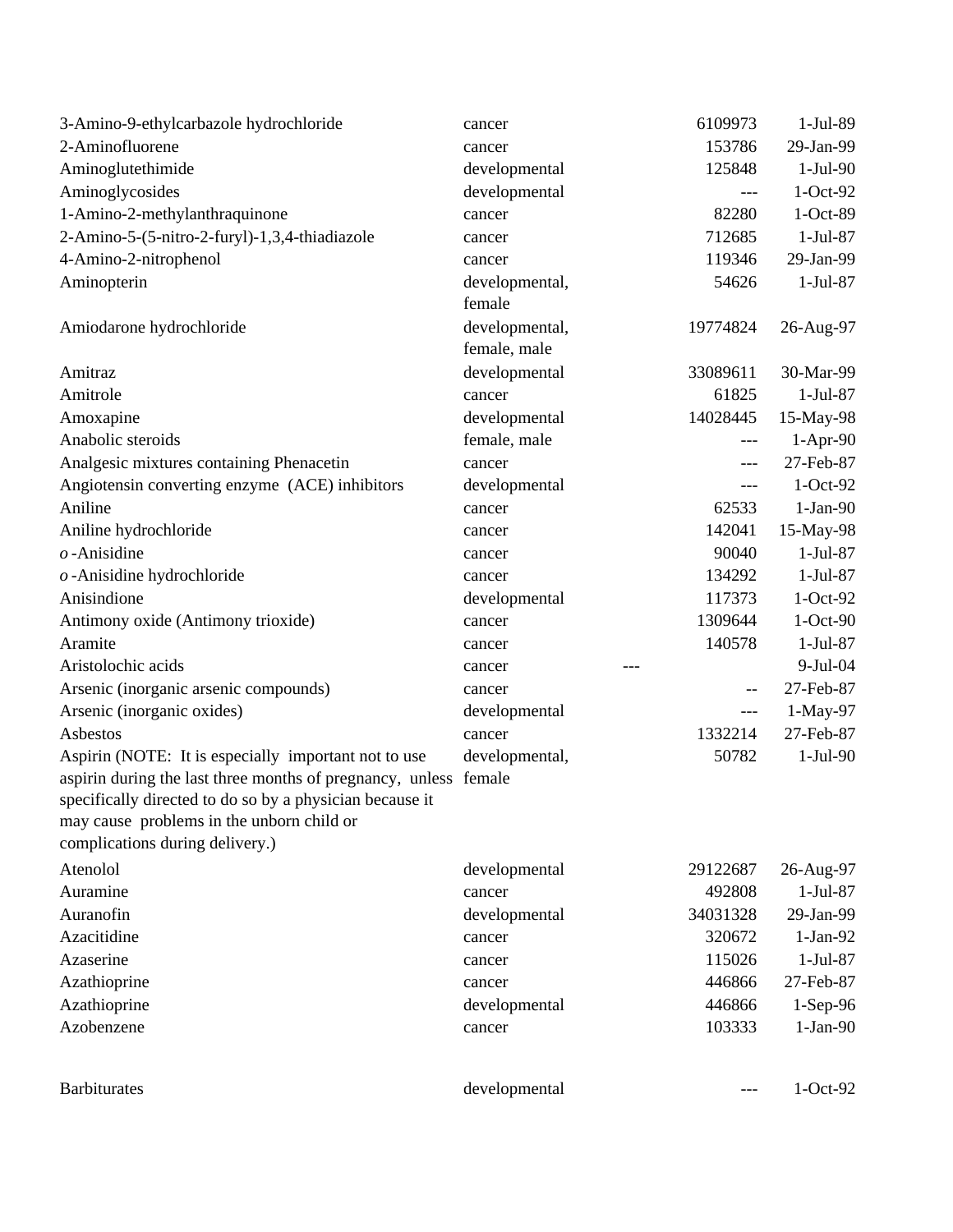| | | | |
|---|---|---|---|
| 3-Amino-9-ethylcarbazole hydrochloride | cancer | 6109973 | 1-Jul-89 |
| 2-Aminofluorene | cancer | 153786 | 29-Jan-99 |
| Aminoglutethimide | developmental | 125848 | 1-Jul-90 |
| Aminoglycosides | developmental | --- | 1-Oct-92 |
| 1-Amino-2-methylanthraquinone | cancer | 82280 | 1-Oct-89 |
| 2-Amino-5-(5-nitro-2-furyl)-1,3,4-thiadiazole | cancer | 712685 | 1-Jul-87 |
| 4-Amino-2-nitrophenol | cancer | 119346 | 29-Jan-99 |
| Aminopterin | developmental, female | 54626 | 1-Jul-87 |
| Amiodarone hydrochloride | developmental, female, male | 19774824 | 26-Aug-97 |
| Amitraz | developmental | 33089611 | 30-Mar-99 |
| Amitrole | cancer | 61825 | 1-Jul-87 |
| Amoxapine | developmental | 14028445 | 15-May-98 |
| Anabolic steroids | female, male | --- | 1-Apr-90 |
| Analgesic mixtures containing Phenacetin | cancer | --- | 27-Feb-87 |
| Angiotensin converting enzyme (ACE) inhibitors | developmental | --- | 1-Oct-92 |
| Aniline | cancer | 62533 | 1-Jan-90 |
| Aniline hydrochloride | cancer | 142041 | 15-May-98 |
| *o*-Anisidine | cancer | 90040 | 1-Jul-87 |
| *o*-Anisidine hydrochloride | cancer | 134292 | 1-Jul-87 |
| Anisindione | developmental | 117373 | 1-Oct-92 |
| Antimony oxide (Antimony trioxide) | cancer | 1309644 | 1-Oct-90 |
| Aramite | cancer | 140578 | 1-Jul-87 |
| Aristolochic acids | cancer | --- | 9-Jul-04 |
| Arsenic (inorganic arsenic compounds) | cancer | -- | 27-Feb-87 |
| Arsenic (inorganic oxides) | developmental | --- | 1-May-97 |
| Asbestos | cancer | 1332214 | 27-Feb-87 |
| Aspirin (NOTE: It is especially important not to use aspirin during the last three months of pregnancy, unless specifically directed to do so by a physician because it may cause problems in the unborn child or complications during delivery.) | developmental, female | 50782 | 1-Jul-90 |
| Atenolol | developmental | 29122687 | 26-Aug-97 |
| Auramine | cancer | 492808 | 1-Jul-87 |
| Auranofin | developmental | 34031328 | 29-Jan-99 |
| Azacitidine | cancer | 320672 | 1-Jan-92 |
| Azaserine | cancer | 115026 | 1-Jul-87 |
| Azathioprine | cancer | 446866 | 27-Feb-87 |
| Azathioprine | developmental | 446866 | 1-Sep-96 |
| Azobenzene | cancer | 103333 | 1-Jan-90 |
| Barbiturates | developmental | --- | 1-Oct-92 |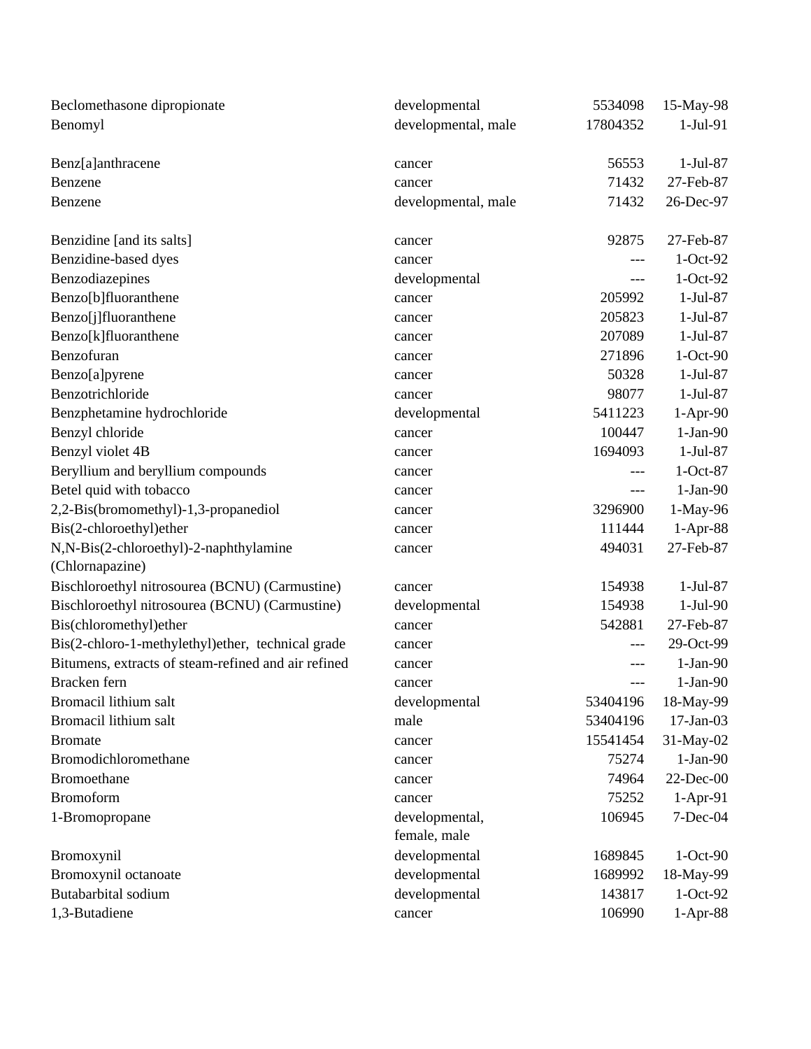| | | | |
|---|---|---|---|
| Beclomethasone dipropionate | developmental | 5534098 | 15-May-98 |
| Benomyl | developmental, male | 17804352 | 1-Jul-91 |
| Benz[a]anthracene | cancer | 56553 | 1-Jul-87 |
| Benzene | cancer | 71432 | 27-Feb-87 |
| Benzene | developmental, male | 71432 | 26-Dec-97 |
| Benzidine [and its salts] | cancer | 92875 | 27-Feb-87 |
| Benzidine-based dyes | cancer | --- | 1-Oct-92 |
| Benzodiazepines | developmental | --- | 1-Oct-92 |
| Benzo[b]fluoranthene | cancer | 205992 | 1-Jul-87 |
| Benzo[j]fluoranthene | cancer | 205823 | 1-Jul-87 |
| Benzo[k]fluoranthene | cancer | 207089 | 1-Jul-87 |
| Benzofuran | cancer | 271896 | 1-Oct-90 |
| Benzo[a]pyrene | cancer | 50328 | 1-Jul-87 |
| Benzotrichloride | cancer | 98077 | 1-Jul-87 |
| Benzphetamine hydrochloride | developmental | 5411223 | 1-Apr-90 |
| Benzyl chloride | cancer | 100447 | 1-Jan-90 |
| Benzyl violet 4B | cancer | 1694093 | 1-Jul-87 |
| Beryllium and beryllium compounds | cancer | --- | 1-Oct-87 |
| Betel quid with tobacco | cancer | --- | 1-Jan-90 |
| 2,2-Bis(bromomethyl)-1,3-propanediol | cancer | 3296900 | 1-May-96 |
| Bis(2-chloroethyl)ether | cancer | 111444 | 1-Apr-88 |
| N,N-Bis(2-chloroethyl)-2-naphthylamine (Chlornapazine) | cancer | 494031 | 27-Feb-87 |
| Bischloroethyl nitrosourea (BCNU) (Carmustine) | cancer | 154938 | 1-Jul-87 |
| Bischloroethyl nitrosourea (BCNU) (Carmustine) | developmental | 154938 | 1-Jul-90 |
| Bis(chloromethyl)ether | cancer | 542881 | 27-Feb-87 |
| Bis(2-chloro-1-methylethyl)ether, technical grade | cancer | --- | 29-Oct-99 |
| Bitumens, extracts of steam-refined and air refined | cancer | --- | 1-Jan-90 |
| Bracken fern | cancer | --- | 1-Jan-90 |
| Bromacil lithium salt | developmental | 53404196 | 18-May-99 |
| Bromacil lithium salt | male | 53404196 | 17-Jan-03 |
| Bromate | cancer | 15541454 | 31-May-02 |
| Bromodichloromethane | cancer | 75274 | 1-Jan-90 |
| Bromoethane | cancer | 74964 | 22-Dec-00 |
| Bromoform | cancer | 75252 | 1-Apr-91 |
| 1-Bromopropane | developmental, female, male | 106945 | 7-Dec-04 |
| Bromoxynil | developmental | 1689845 | 1-Oct-90 |
| Bromoxynil octanoate | developmental | 1689992 | 18-May-99 |
| Butabarbital sodium | developmental | 143817 | 1-Oct-92 |
| 1,3-Butadiene | cancer | 106990 | 1-Apr-88 |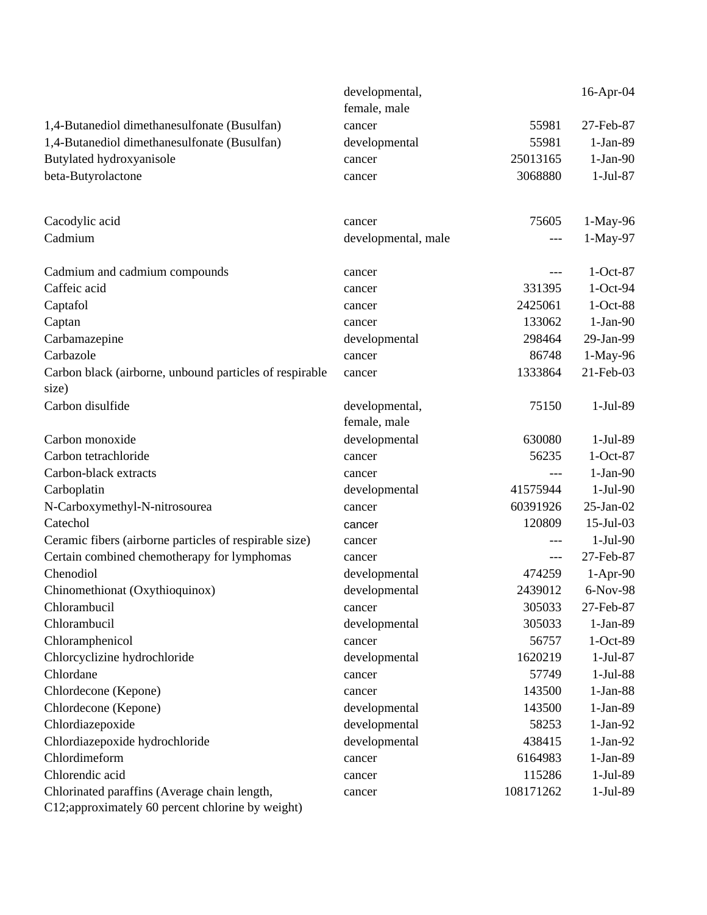| | | | |
|---|---|---|---|
| | developmental, female, male | | 16-Apr-04 |
| 1,4-Butanediol dimethanesulfonate (Busulfan) | cancer | 55981 | 27-Feb-87 |
| 1,4-Butanediol dimethanesulfonate (Busulfan) | developmental | 55981 | 1-Jan-89 |
| Butylated hydroxyanisole | cancer | 25013165 | 1-Jan-90 |
| beta-Butyrolactone | cancer | 3068880 | 1-Jul-87 |
| Cacodylic acid | cancer | 75605 | 1-May-96 |
| Cadmium | developmental, male | --- | 1-May-97 |
| Cadmium and cadmium compounds | cancer | --- | 1-Oct-87 |
| Caffeic acid | cancer | 331395 | 1-Oct-94 |
| Captafol | cancer | 2425061 | 1-Oct-88 |
| Captan | cancer | 133062 | 1-Jan-90 |
| Carbamazepine | developmental | 298464 | 29-Jan-99 |
| Carbazole | cancer | 86748 | 1-May-96 |
| Carbon black (airborne, unbound particles of respirable size) | cancer | 1333864 | 21-Feb-03 |
| Carbon disulfide | developmental, female, male | 75150 | 1-Jul-89 |
| Carbon monoxide | developmental | 630080 | 1-Jul-89 |
| Carbon tetrachloride | cancer | 56235 | 1-Oct-87 |
| Carbon-black extracts | cancer | --- | 1-Jan-90 |
| Carboplatin | developmental | 41575944 | 1-Jul-90 |
| N-Carboxymethyl-N-nitrosourea | cancer | 60391926 | 25-Jan-02 |
| Catechol | cancer | 120809 | 15-Jul-03 |
| Ceramic fibers (airborne particles of respirable size) | cancer | --- | 1-Jul-90 |
| Certain combined chemotherapy for lymphomas | cancer | --- | 27-Feb-87 |
| Chenodiol | developmental | 474259 | 1-Apr-90 |
| Chinomethionat (Oxythioquinox) | developmental | 2439012 | 6-Nov-98 |
| Chlorambucil | cancer | 305033 | 27-Feb-87 |
| Chlorambucil | developmental | 305033 | 1-Jan-89 |
| Chloramphenicol | cancer | 56757 | 1-Oct-89 |
| Chlorcyclizine hydrochloride | developmental | 1620219 | 1-Jul-87 |
| Chlordane | cancer | 57749 | 1-Jul-88 |
| Chlordecone (Kepone) | cancer | 143500 | 1-Jan-88 |
| Chlordecone (Kepone) | developmental | 143500 | 1-Jan-89 |
| Chlordiazepoxide | developmental | 58253 | 1-Jan-92 |
| Chlordiazepoxide hydrochloride | developmental | 438415 | 1-Jan-92 |
| Chlordimeform | cancer | 6164983 | 1-Jan-89 |
| Chlorendic acid | cancer | 115286 | 1-Jul-89 |
| Chlorinated paraffins (Average chain length, C12;approximately 60 percent chlorine by weight) | cancer | 108171262 | 1-Jul-89 |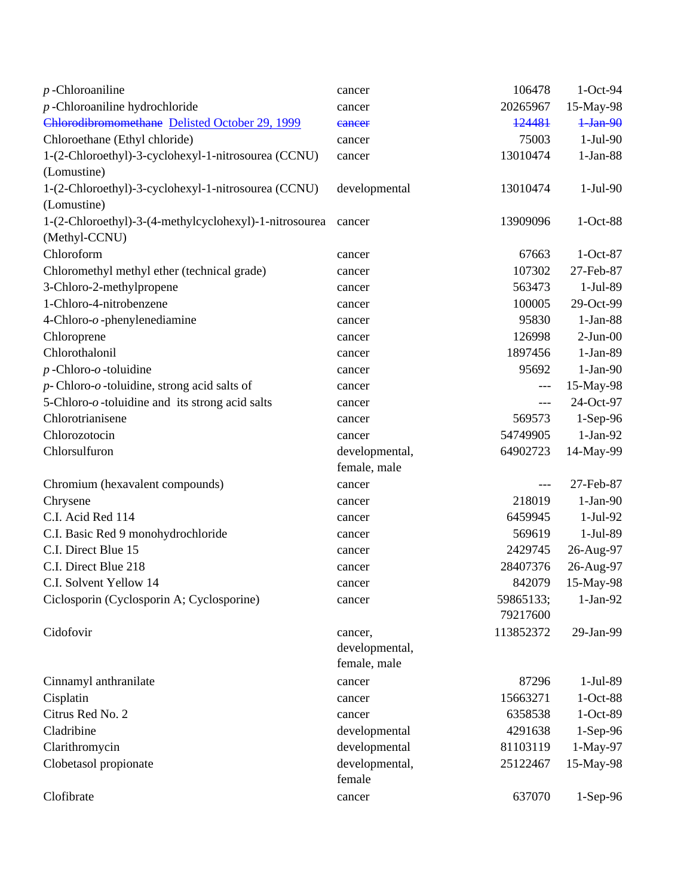| | | | |
|---|---|---|---|
| *p*-Chloroaniline | cancer | 106478 | 1-Oct-94 |
| *p*-Chloroaniline hydrochloride | cancer | 20265967 | 15-May-98 |
| ~~Chlorodibromomethane~~ Delisted October 29, 1999 | ~~cancer~~ | ~~124481~~ | ~~1-Jan-90~~ |
| Chloroethane (Ethyl chloride) | cancer | 75003 | 1-Jul-90 |
| 1-(2-Chloroethyl)-3-cyclohexyl-1-nitrosourea (CCNU) (Lomustine) | cancer | 13010474 | 1-Jan-88 |
| 1-(2-Chloroethyl)-3-cyclohexyl-1-nitrosourea (CCNU) (Lomustine) | developmental | 13010474 | 1-Jul-90 |
| 1-(2-Chloroethyl)-3-(4-methylcyclohexyl)-1-nitrosourea (Methyl-CCNU) | cancer | 13909096 | 1-Oct-88 |
| Chloroform | cancer | 67663 | 1-Oct-87 |
| Chloromethyl methyl ether (technical grade) | cancer | 107302 | 27-Feb-87 |
| 3-Chloro-2-methylpropene | cancer | 563473 | 1-Jul-89 |
| 1-Chloro-4-nitrobenzene | cancer | 100005 | 29-Oct-99 |
| 4-Chloro-*o*-phenylenediamine | cancer | 95830 | 1-Jan-88 |
| Chloroprene | cancer | 126998 | 2-Jun-00 |
| Chlorothalonil | cancer | 1897456 | 1-Jan-89 |
| *p*-Chloro-*o*-toluidine | cancer | 95692 | 1-Jan-90 |
| *p*- Chloro-*o*-toluidine, strong acid salts of | cancer | --- | 15-May-98 |
| 5-Chloro-*o*-toluidine and its strong acid salts | cancer | --- | 24-Oct-97 |
| Chlorotrianisene | cancer | 569573 | 1-Sep-96 |
| Chlorozotocin | cancer | 54749905 | 1-Jan-92 |
| Chlorsulfuron | developmental, female, male | 64902723 | 14-May-99 |
| Chromium (hexavalent compounds) | cancer | --- | 27-Feb-87 |
| Chrysene | cancer | 218019 | 1-Jan-90 |
| C.I. Acid Red 114 | cancer | 6459945 | 1-Jul-92 |
| C.I. Basic Red 9 monohydrochloride | cancer | 569619 | 1-Jul-89 |
| C.I. Direct Blue 15 | cancer | 2429745 | 26-Aug-97 |
| C.I. Direct Blue 218 | cancer | 28407376 | 26-Aug-97 |
| C.I. Solvent Yellow 14 | cancer | 842079 | 15-May-98 |
| Ciclosporin (Cyclosporin A; Cyclosporine) | cancer | 59865133; 79217600 | 1-Jan-92 |
| Cidofovir | cancer, developmental, female, male | 113852372 | 29-Jan-99 |
| Cinnamyl anthranilate | cancer | 87296 | 1-Jul-89 |
| Cisplatin | cancer | 15663271 | 1-Oct-88 |
| Citrus Red No. 2 | cancer | 6358538 | 1-Oct-89 |
| Cladribine | developmental | 4291638 | 1-Sep-96 |
| Clarithromycin | developmental | 81103119 | 1-May-97 |
| Clobetasol propionate | developmental, female | 25122467 | 15-May-98 |
| Clofibrate | cancer | 637070 | 1-Sep-96 |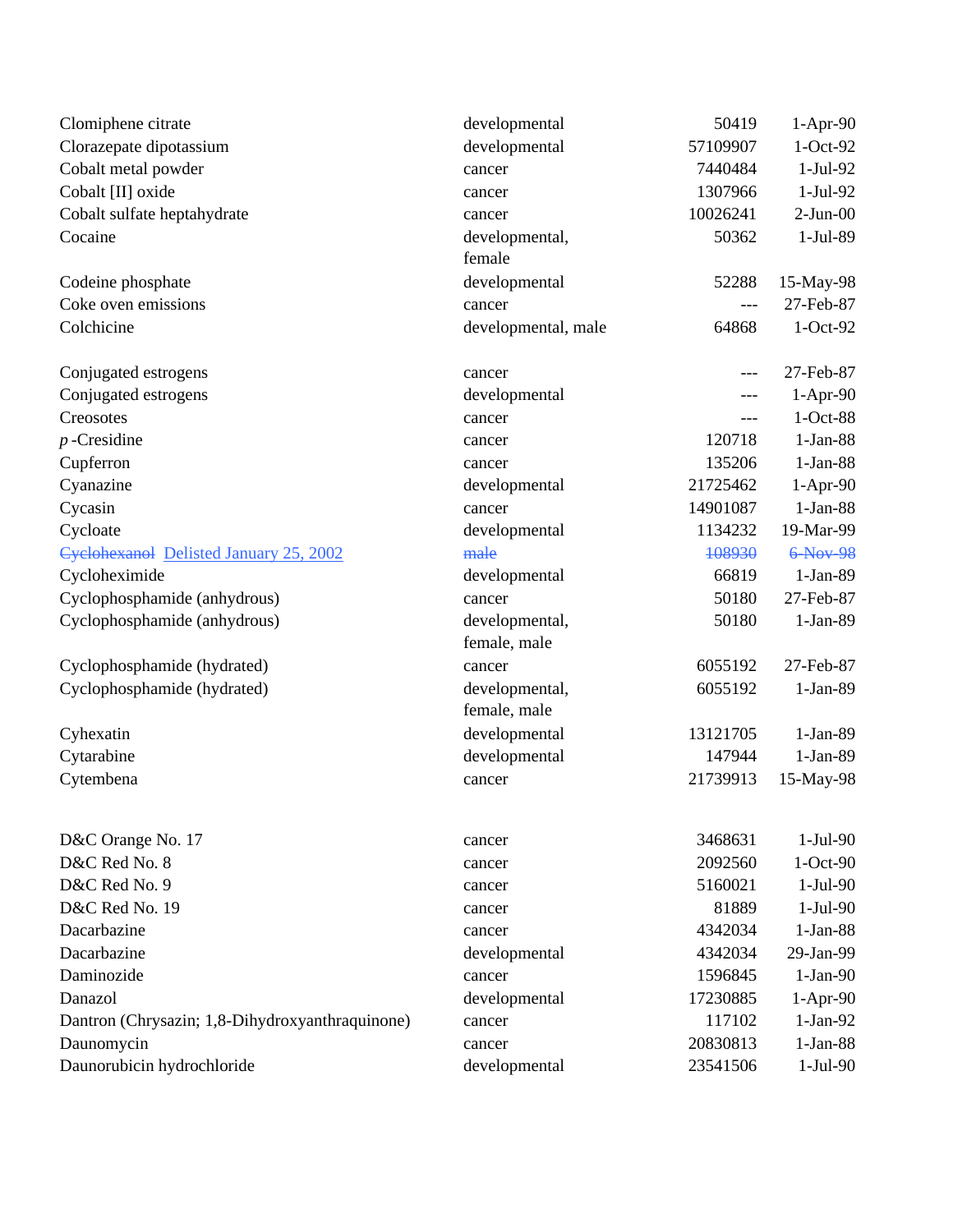| | | | |
|---|---|---|---|
| Clomiphene citrate | developmental | 50419 | 1-Apr-90 |
| Clorazepate dipotassium | developmental | 57109907 | 1-Oct-92 |
| Cobalt metal powder | cancer | 7440484 | 1-Jul-92 |
| Cobalt [II] oxide | cancer | 1307966 | 1-Jul-92 |
| Cobalt sulfate heptahydrate | cancer | 10026241 | 2-Jun-00 |
| Cocaine | developmental, female | 50362 | 1-Jul-89 |
| Codeine phosphate | developmental | 52288 | 15-May-98 |
| Coke oven emissions | cancer | --- | 27-Feb-87 |
| Colchicine | developmental, male | 64868 | 1-Oct-92 |
| Conjugated estrogens | cancer | --- | 27-Feb-87 |
| Conjugated estrogens | developmental | --- | 1-Apr-90 |
| Creosotes | cancer | --- | 1-Oct-88 |
| *p*-Cresidine | cancer | 120718 | 1-Jan-88 |
| Cupferron | cancer | 135206 | 1-Jan-88 |
| Cyanazine | developmental | 21725462 | 1-Apr-90 |
| Cycasin | cancer | 14901087 | 1-Jan-88 |
| Cycloate | developmental | 1134232 | 19-Mar-99 |
| ~~Cyclohexanol~~ Delisted January 25, 2002 | ~~male~~ | ~~108930~~ | ~~6-Nov-98~~ |
| Cycloheximide | developmental | 66819 | 1-Jan-89 |
| Cyclophosphamide (anhydrous) | cancer | 50180 | 27-Feb-87 |
| Cyclophosphamide (anhydrous) | developmental, female, male | 50180 | 1-Jan-89 |
| Cyclophosphamide (hydrated) | cancer | 6055192 | 27-Feb-87 |
| Cyclophosphamide (hydrated) | developmental, female, male | 6055192 | 1-Jan-89 |
| Cyhexatin | developmental | 13121705 | 1-Jan-89 |
| Cytarabine | developmental | 147944 | 1-Jan-89 |
| Cytembena | cancer | 21739913 | 15-May-98 |
| D&C Orange No. 17 | cancer | 3468631 | 1-Jul-90 |
| D&C Red No. 8 | cancer | 2092560 | 1-Oct-90 |
| D&C Red No. 9 | cancer | 5160021 | 1-Jul-90 |
| D&C Red No. 19 | cancer | 81889 | 1-Jul-90 |
| Dacarbazine | cancer | 4342034 | 1-Jan-88 |
| Dacarbazine | developmental | 4342034 | 29-Jan-99 |
| Daminozide | cancer | 1596845 | 1-Jan-90 |
| Danazol | developmental | 17230885 | 1-Apr-90 |
| Dantron (Chrysazin; 1,8-Dihydroxyanthraquinone) | cancer | 117102 | 1-Jan-92 |
| Daunomycin | cancer | 20830813 | 1-Jan-88 |
| Daunorubicin hydrochloride | developmental | 23541506 | 1-Jul-90 |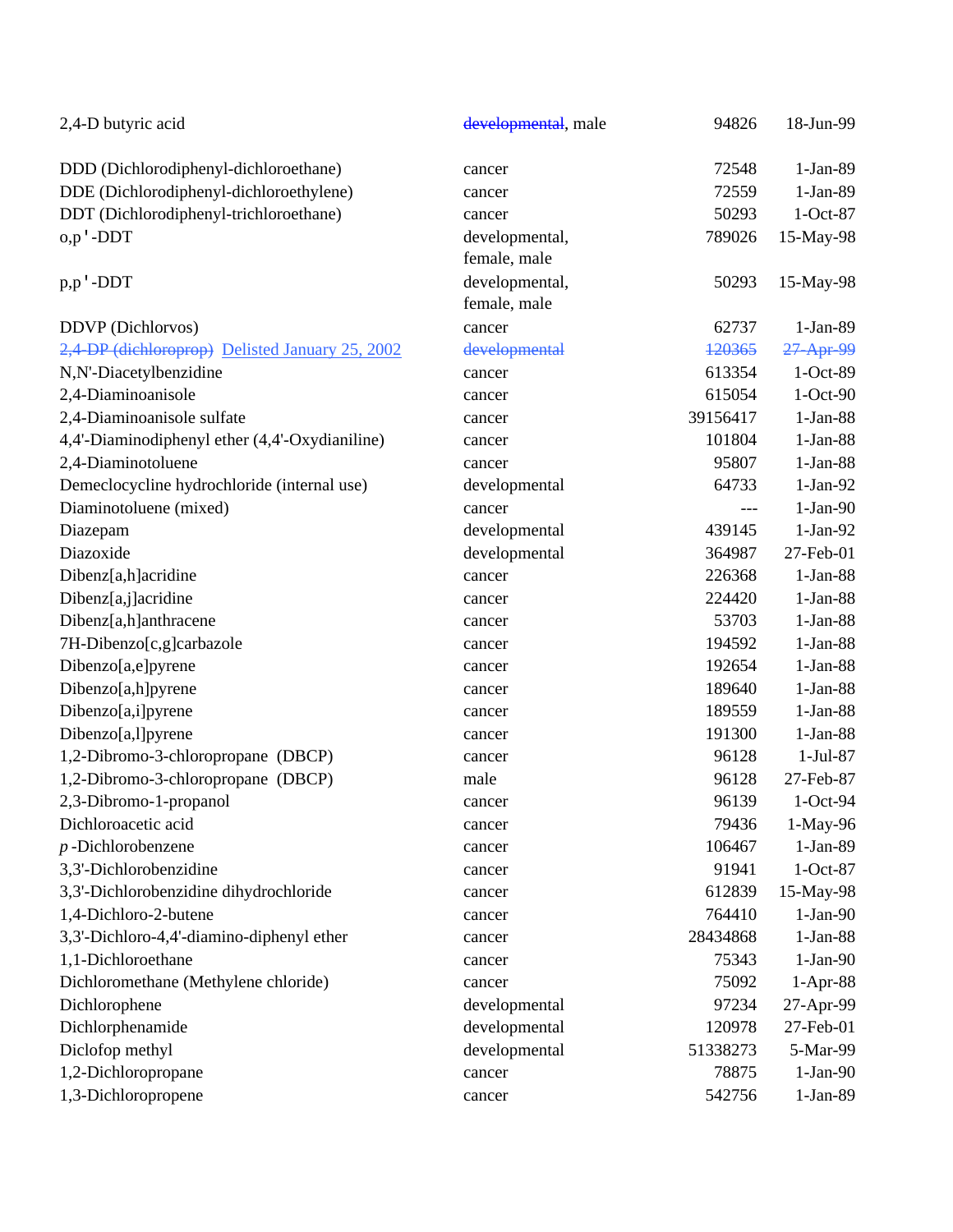| | | | |
|---|---|---|---|
| 2,4-D butyric acid | ~~developmental~~, male | 94826 | 18-Jun-99 |
| DDD (Dichlorodiphenyl-dichloroethane) | cancer | 72548 | 1-Jan-89 |
| DDE (Dichlorodiphenyl-dichloroethylene) | cancer | 72559 | 1-Jan-89 |
| DDT (Dichlorodiphenyl-trichloroethane) | cancer | 50293 | 1-Oct-87 |
| o,p'-DDT | developmental, female, male | 789026 | 15-May-98 |
| p,p'-DDT | developmental, female, male | 50293 | 15-May-98 |
| DDVP (Dichlorvos) | cancer | 62737 | 1-Jan-89 |
| ~~2,4-DP (dichloroprop)~~ Delisted January 25, 2002 | ~~developmental~~ | ~~120365~~ | ~~27-Apr-99~~ |
| N,N'-Diacetylbenzidine | cancer | 613354 | 1-Oct-89 |
| 2,4-Diaminoanisole | cancer | 615054 | 1-Oct-90 |
| 2,4-Diaminoanisole sulfate | cancer | 39156417 | 1-Jan-88 |
| 4,4'-Diaminodiphenyl ether (4,4'-Oxydianiline) | cancer | 101804 | 1-Jan-88 |
| 2,4-Diaminotoluene | cancer | 95807 | 1-Jan-88 |
| Demeclocycline hydrochloride (internal use) | developmental | 64733 | 1-Jan-92 |
| Diaminotoluene (mixed) | cancer | --- | 1-Jan-90 |
| Diazepam | developmental | 439145 | 1-Jan-92 |
| Diazoxide | developmental | 364987 | 27-Feb-01 |
| Dibenz[a,h]acridine | cancer | 226368 | 1-Jan-88 |
| Dibenz[a,j]acridine | cancer | 224420 | 1-Jan-88 |
| Dibenz[a,h]anthracene | cancer | 53703 | 1-Jan-88 |
| 7H-Dibenzo[c,g]carbazole | cancer | 194592 | 1-Jan-88 |
| Dibenzo[a,e]pyrene | cancer | 192654 | 1-Jan-88 |
| Dibenzo[a,h]pyrene | cancer | 189640 | 1-Jan-88 |
| Dibenzo[a,i]pyrene | cancer | 189559 | 1-Jan-88 |
| Dibenzo[a,l]pyrene | cancer | 191300 | 1-Jan-88 |
| 1,2-Dibromo-3-chloropropane (DBCP) | cancer | 96128 | 1-Jul-87 |
| 1,2-Dibromo-3-chloropropane (DBCP) | male | 96128 | 27-Feb-87 |
| 2,3-Dibromo-1-propanol | cancer | 96139 | 1-Oct-94 |
| Dichloroacetic acid | cancer | 79436 | 1-May-96 |
| *p*-Dichlorobenzene | cancer | 106467 | 1-Jan-89 |
| 3,3'-Dichlorobenzidine | cancer | 91941 | 1-Oct-87 |
| 3,3'-Dichlorobenzidine dihydrochloride | cancer | 612839 | 15-May-98 |
| 1,4-Dichloro-2-butene | cancer | 764410 | 1-Jan-90 |
| 3,3'-Dichloro-4,4'-diamino-diphenyl ether | cancer | 28434868 | 1-Jan-88 |
| 1,1-Dichloroethane | cancer | 75343 | 1-Jan-90 |
| Dichloromethane (Methylene chloride) | cancer | 75092 | 1-Apr-88 |
| Dichlorophene | developmental | 97234 | 27-Apr-99 |
| Dichlorphenamide | developmental | 120978 | 27-Feb-01 |
| Diclofop methyl | developmental | 51338273 | 5-Mar-99 |
| 1,2-Dichloropropane | cancer | 78875 | 1-Jan-90 |
| 1,3-Dichloropropene | cancer | 542756 | 1-Jan-89 |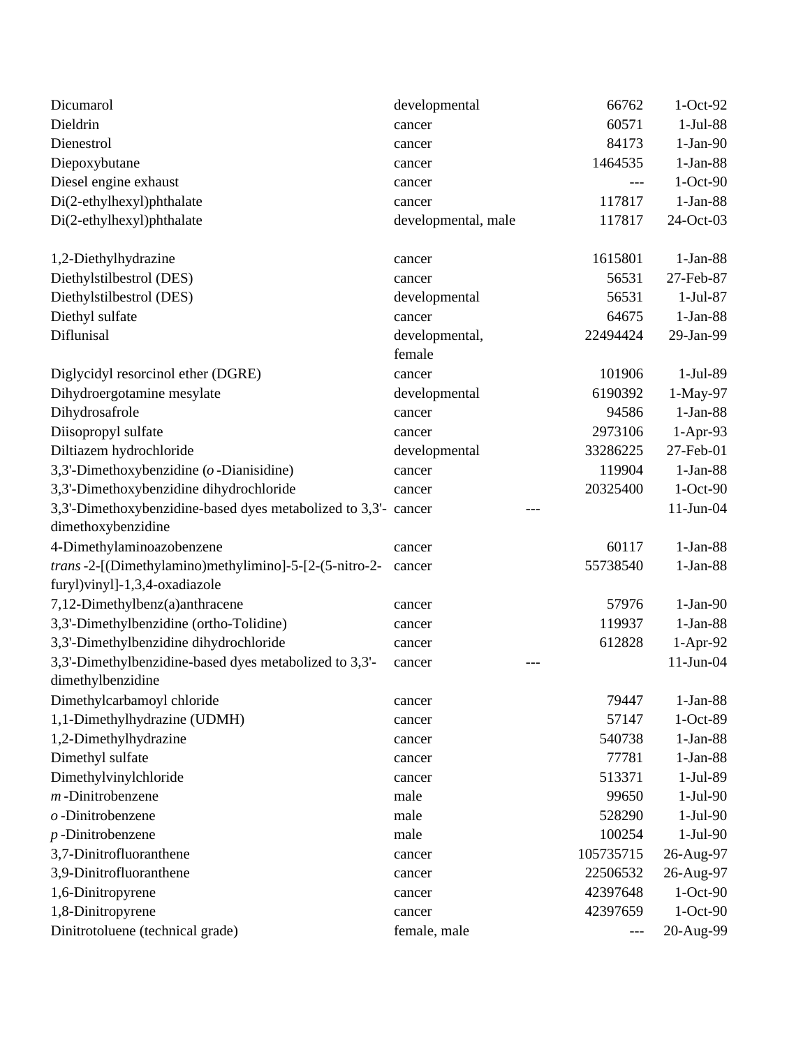| | | | |
|---|---|---|---|
| Dicumarol | developmental | 66762 | 1-Oct-92 |
| Dieldrin | cancer | 60571 | 1-Jul-88 |
| Dienestrol | cancer | 84173 | 1-Jan-90 |
| Diepoxybutane | cancer | 1464535 | 1-Jan-88 |
| Diesel engine exhaust | cancer | --- | 1-Oct-90 |
| Di(2-ethylhexyl)phthalate | cancer | 117817 | 1-Jan-88 |
| Di(2-ethylhexyl)phthalate | developmental, male | 117817 | 24-Oct-03 |
| 1,2-Diethylhydrazine | cancer | 1615801 | 1-Jan-88 |
| Diethylstilbestrol (DES) | cancer | 56531 | 27-Feb-87 |
| Diethylstilbestrol (DES) | developmental | 56531 | 1-Jul-87 |
| Diethyl sulfate | cancer | 64675 | 1-Jan-88 |
| Diflunisal | developmental, female | 22494424 | 29-Jan-99 |
| Diglycidyl resorcinol ether (DGRE) | cancer | 101906 | 1-Jul-89 |
| Dihydroergotamine mesylate | developmental | 6190392 | 1-May-97 |
| Dihydrosafrole | cancer | 94586 | 1-Jan-88 |
| Diisopropyl sulfate | cancer | 2973106 | 1-Apr-93 |
| Diltiazem hydrochloride | developmental | 33286225 | 27-Feb-01 |
| 3,3'-Dimethoxybenzidine (*o*-Dianisidine) | cancer | 119904 | 1-Jan-88 |
| 3,3'-Dimethoxybenzidine dihydrochloride | cancer | 20325400 | 1-Oct-90 |
| 3,3'-Dimethoxybenzidine-based dyes metabolized to 3,3'-dimethoxybenzidine | cancer | --- | 11-Jun-04 |
| 4-Dimethylaminoazobenzene | cancer | 60117 | 1-Jan-88 |
| *trans*-2-[(Dimethylamino)methylimino]-5-[2-(5-nitro-2-furyl)vinyl]-1,3,4-oxadiazole | cancer | 55738540 | 1-Jan-88 |
| 7,12-Dimethylbenz(a)anthracene | cancer | 57976 | 1-Jan-90 |
| 3,3'-Dimethylbenzidine (ortho-Tolidine) | cancer | 119937 | 1-Jan-88 |
| 3,3'-Dimethylbenzidine dihydrochloride | cancer | 612828 | 1-Apr-92 |
| 3,3'-Dimethylbenzidine-based dyes metabolized to 3,3'-dimethylbenzidine | cancer | --- | 11-Jun-04 |
| Dimethylcarbamoyl chloride | cancer | 79447 | 1-Jan-88 |
| 1,1-Dimethylhydrazine (UDMH) | cancer | 57147 | 1-Oct-89 |
| 1,2-Dimethylhydrazine | cancer | 540738 | 1-Jan-88 |
| Dimethyl sulfate | cancer | 77781 | 1-Jan-88 |
| Dimethylvinylchloride | cancer | 513371 | 1-Jul-89 |
| *m*-Dinitrobenzene | male | 99650 | 1-Jul-90 |
| *o*-Dinitrobenzene | male | 528290 | 1-Jul-90 |
| *p*-Dinitrobenzene | male | 100254 | 1-Jul-90 |
| 3,7-Dinitrofluoranthene | cancer | 105735715 | 26-Aug-97 |
| 3,9-Dinitrofluoranthene | cancer | 22506532 | 26-Aug-97 |
| 1,6-Dinitropyrene | cancer | 42397648 | 1-Oct-90 |
| 1,8-Dinitropyrene | cancer | 42397659 | 1-Oct-90 |
| Dinitrotoluene (technical grade) | female, male | --- | 20-Aug-99 |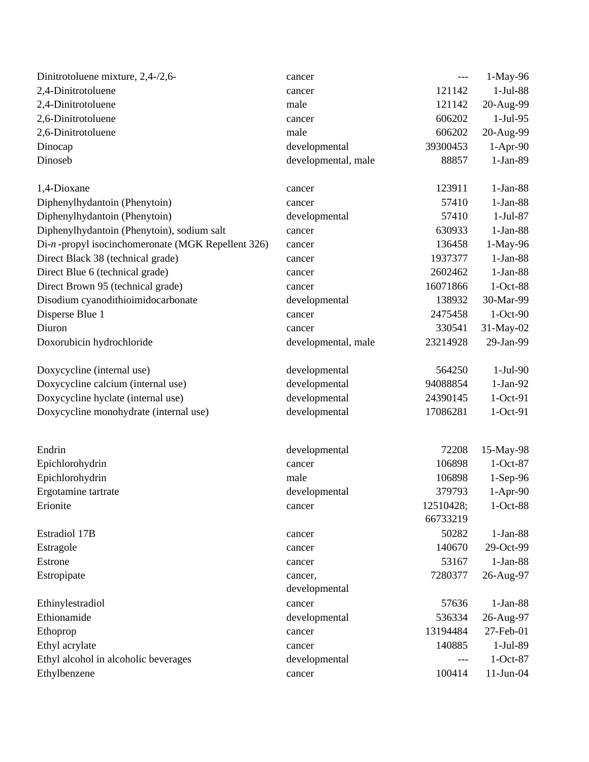| | | | |
|---|---|---|---|
| Dinitrotoluene mixture, 2,4-/2,6- | cancer | --- | 1-May-96 |
| 2,4-Dinitrotoluene | cancer | 121142 | 1-Jul-88 |
| 2,4-Dinitrotoluene | male | 121142 | 20-Aug-99 |
| 2,6-Dinitrotoluene | cancer | 606202 | 1-Jul-95 |
| 2,6-Dinitrotoluene | male | 606202 | 20-Aug-99 |
| Dinocap | developmental | 39300453 | 1-Apr-90 |
| Dinoseb | developmental, male | 88857 | 1-Jan-89 |
| 1,4-Dioxane | cancer | 123911 | 1-Jan-88 |
| Diphenylhydantoin (Phenytoin) | cancer | 57410 | 1-Jan-88 |
| Diphenylhydantoin (Phenytoin) | developmental | 57410 | 1-Jul-87 |
| Diphenylhydantoin (Phenytoin), sodium salt | cancer | 630933 | 1-Jan-88 |
| Di-*n*-propyl isocinchomeronate (MGK Repellent 326) | cancer | 136458 | 1-May-96 |
| Direct Black 38 (technical grade) | cancer | 1937377 | 1-Jan-88 |
| Direct Blue 6 (technical grade) | cancer | 2602462 | 1-Jan-88 |
| Direct Brown 95 (technical grade) | cancer | 16071866 | 1-Oct-88 |
| Disodium cyanodithioimidocarbonate | developmental | 138932 | 30-Mar-99 |
| Disperse Blue 1 | cancer | 2475458 | 1-Oct-90 |
| Diuron | cancer | 330541 | 31-May-02 |
| Doxorubicin hydrochloride | developmental, male | 23214928 | 29-Jan-99 |
| Doxycycline (internal use) | developmental | 564250 | 1-Jul-90 |
| Doxycycline calcium (internal use) | developmental | 94088854 | 1-Jan-92 |
| Doxycycline hyclate (internal use) | developmental | 24390145 | 1-Oct-91 |
| Doxycycline monohydrate (internal use) | developmental | 17086281 | 1-Oct-91 |
| Endrin | developmental | 72208 | 15-May-98 |
| Epichlorohydrin | cancer | 106898 | 1-Oct-87 |
| Epichlorohydrin | male | 106898 | 1-Sep-96 |
| Ergotamine tartrate | developmental | 379793 | 1-Apr-90 |
| Erionite | cancer | 12510428; 66733219 | 1-Oct-88 |
| Estradiol 17B | cancer | 50282 | 1-Jan-88 |
| Estragole | cancer | 140670 | 29-Oct-99 |
| Estrone | cancer | 53167 | 1-Jan-88 |
| Estropipate | cancer, developmental | 7280377 | 26-Aug-97 |
| Ethinylestradiol | cancer | 57636 | 1-Jan-88 |
| Ethionamide | developmental | 536334 | 26-Aug-97 |
| Ethoprop | cancer | 13194484 | 27-Feb-01 |
| Ethyl acrylate | cancer | 140885 | 1-Jul-89 |
| Ethyl alcohol in alcoholic beverages | developmental | --- | 1-Oct-87 |
| Ethylbenzene | cancer | 100414 | 11-Jun-04 |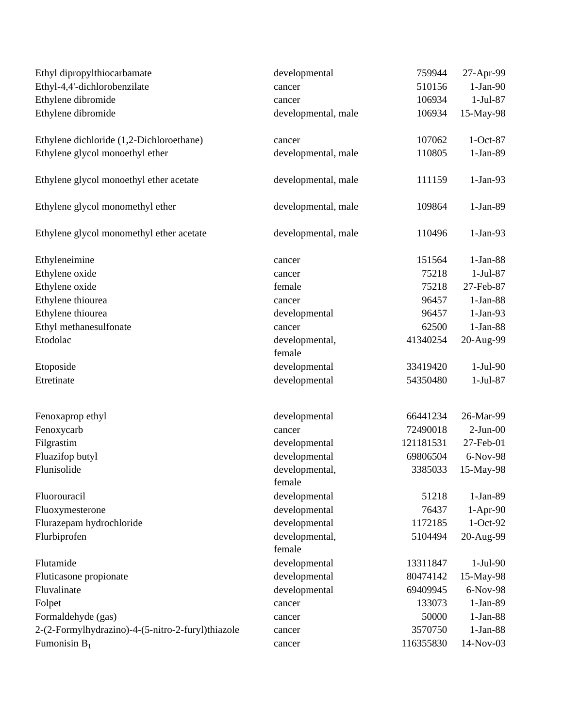| | | | |
|---|---|---|---|
| Ethyl dipropylthiocarbamate | developmental | 759944 | 27-Apr-99 |
| Ethyl-4,4'-dichlorobenzilate | cancer | 510156 | 1-Jan-90 |
| Ethylene dibromide | cancer | 106934 | 1-Jul-87 |
| Ethylene dibromide | developmental, male | 106934 | 15-May-98 |
| Ethylene dichloride (1,2-Dichloroethane) | cancer | 107062 | 1-Oct-87 |
| Ethylene glycol monoethyl ether | developmental, male | 110805 | 1-Jan-89 |
| Ethylene glycol monoethyl ether acetate | developmental, male | 111159 | 1-Jan-93 |
| Ethylene glycol monomethyl ether | developmental, male | 109864 | 1-Jan-89 |
| Ethylene glycol monomethyl ether acetate | developmental, male | 110496 | 1-Jan-93 |
| Ethyleneimine | cancer | 151564 | 1-Jan-88 |
| Ethylene oxide | cancer | 75218 | 1-Jul-87 |
| Ethylene oxide | female | 75218 | 27-Feb-87 |
| Ethylene thiourea | cancer | 96457 | 1-Jan-88 |
| Ethylene thiourea | developmental | 96457 | 1-Jan-93 |
| Ethyl methanesulfonate | cancer | 62500 | 1-Jan-88 |
| Etodolac | developmental, female | 41340254 | 20-Aug-99 |
| Etoposide | developmental | 33419420 | 1-Jul-90 |
| Etretinate | developmental | 54350480 | 1-Jul-87 |
| Fenoxaprop ethyl | developmental | 66441234 | 26-Mar-99 |
| Fenoxycarb | cancer | 72490018 | 2-Jun-00 |
| Filgrastim | developmental | 121181531 | 27-Feb-01 |
| Fluazifop butyl | developmental | 69806504 | 6-Nov-98 |
| Flunisolide | developmental, female | 3385033 | 15-May-98 |
| Fluorouracil | developmental | 51218 | 1-Jan-89 |
| Fluoxymesterone | developmental | 76437 | 1-Apr-90 |
| Flurazepam hydrochloride | developmental | 1172185 | 1-Oct-92 |
| Flurbiprofen | developmental, female | 5104494 | 20-Aug-99 |
| Flutamide | developmental | 13311847 | 1-Jul-90 |
| Fluticasone propionate | developmental | 80474142 | 15-May-98 |
| Fluvalinate | developmental | 69409945 | 6-Nov-98 |
| Folpet | cancer | 133073 | 1-Jan-89 |
| Formaldehyde (gas) | cancer | 50000 | 1-Jan-88 |
| 2-(2-Formylhydrazino)-4-(5-nitro-2-furyl)thiazole | cancer | 3570750 | 1-Jan-88 |
| Fumonisin $B_1$ | cancer | 116355830 | 14-Nov-03 |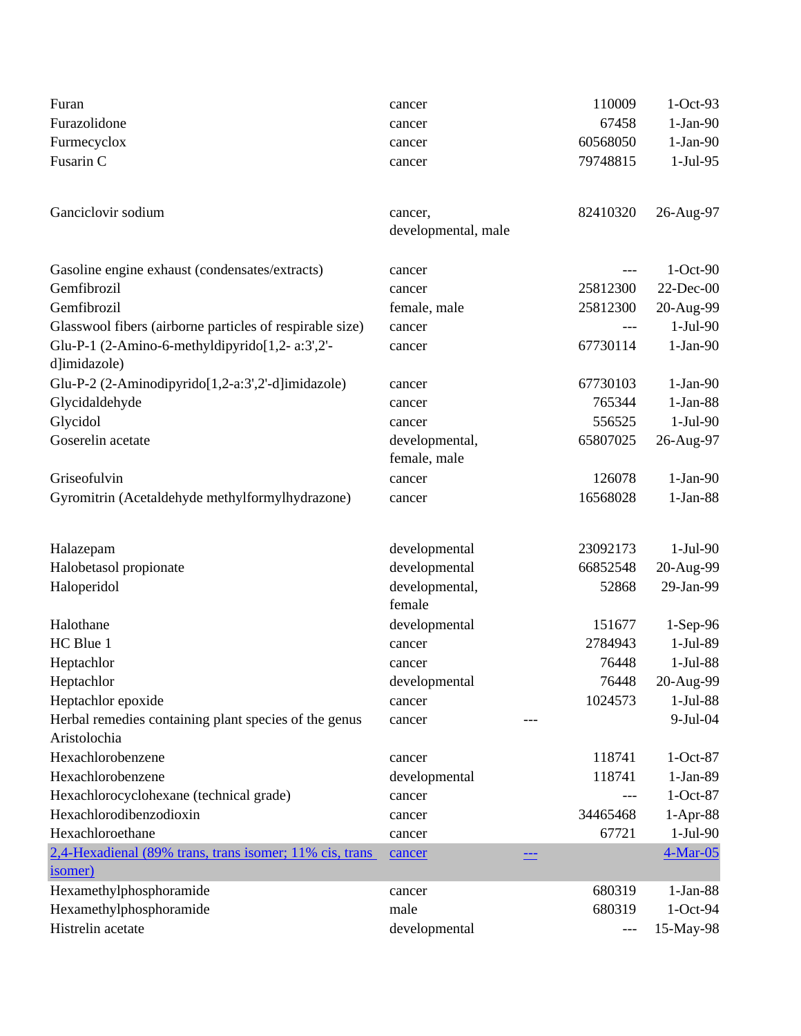| | | | |
|---|---|---|---|
| Furan | cancer | 110009 | 1-Oct-93 |
| Furazolidone | cancer | 67458 | 1-Jan-90 |
| Furmecyclox | cancer | 60568050 | 1-Jan-90 |
| Fusarin C | cancer | 79748815 | 1-Jul-95 |
| Ganciclovir sodium | cancer, developmental, male | 82410320 | 26-Aug-97 |
| Gasoline engine exhaust (condensates/extracts) | cancer | --- | 1-Oct-90 |
| Gemfibrozil | cancer | 25812300 | 22-Dec-00 |
| Gemfibrozil | female, male | 25812300 | 20-Aug-99 |
| Glasswool fibers (airborne particles of respirable size) | cancer | --- | 1-Jul-90 |
| Glu-P-1 (2-Amino-6-methyldipyrido[1,2- a:3',2'-d]imidazole) | cancer | 67730114 | 1-Jan-90 |
| Glu-P-2 (2-Aminodipyrido[1,2-a:3',2'-d]imidazole) | cancer | 67730103 | 1-Jan-90 |
| Glycidaldehyde | cancer | 765344 | 1-Jan-88 |
| Glycidol | cancer | 556525 | 1-Jul-90 |
| Goserelin acetate | developmental, female, male | 65807025 | 26-Aug-97 |
| Griseofulvin | cancer | 126078 | 1-Jan-90 |
| Gyromitrin (Acetaldehyde methylformylhydrazone) | cancer | 16568028 | 1-Jan-88 |
| Halazepam | developmental | 23092173 | 1-Jul-90 |
| Halobetasol propionate | developmental | 66852548 | 20-Aug-99 |
| Haloperidol | developmental, female | 52868 | 29-Jan-99 |
| Halothane | developmental | 151677 | 1-Sep-96 |
| HC Blue 1 | cancer | 2784943 | 1-Jul-89 |
| Heptachlor | cancer | 76448 | 1-Jul-88 |
| Heptachlor | developmental | 76448 | 20-Aug-99 |
| Heptachlor epoxide | cancer | 1024573 | 1-Jul-88 |
| Herbal remedies containing plant species of the genus Aristolochia | cancer | --- | 9-Jul-04 |
| Hexachlorobenzene | cancer | 118741 | 1-Oct-87 |
| Hexachlorobenzene | developmental | 118741 | 1-Jan-89 |
| Hexachlorocyclohexane (technical grade) | cancer | --- | 1-Oct-87 |
| Hexachlorodibenzodioxin | cancer | 34465468 | 1-Apr-88 |
| Hexachloroethane | cancer | 67721 | 1-Jul-90 |
| 2,4-Hexadienal (89% trans, trans isomer; 11% cis, trans isomer) | cancer | --- | 4-Mar-05 |
| Hexamethylphosphoramide | cancer | 680319 | 1-Jan-88 |
| Hexamethylphosphoramide | male | 680319 | 1-Oct-94 |
| Histrelin acetate | developmental | --- | 15-May-98 |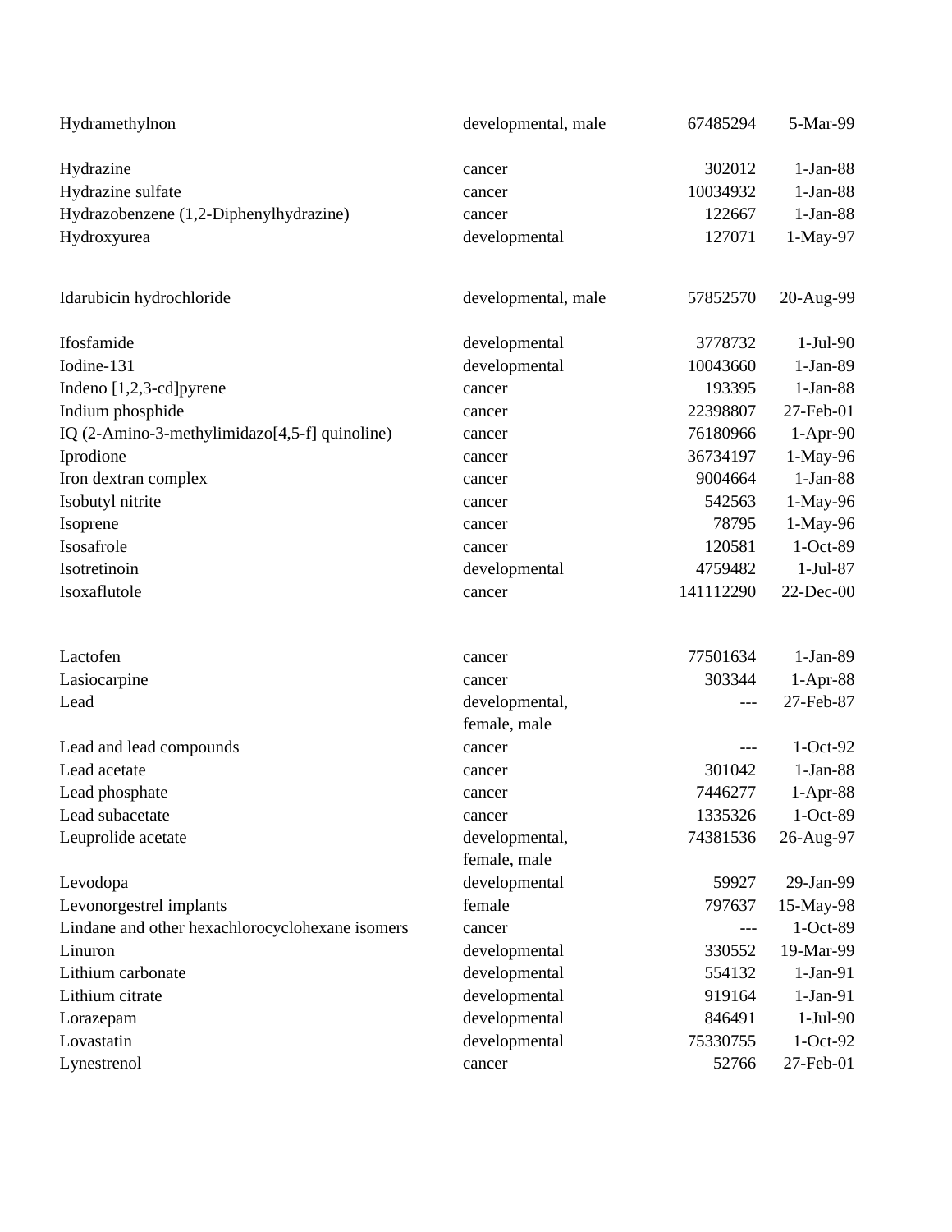| | | | |
|---|---|---|---|
| Hydramethylnon | developmental, male | 67485294 | 5-Mar-99 |
| Hydrazine | cancer | 302012 | 1-Jan-88 |
| Hydrazine sulfate | cancer | 10034932 | 1-Jan-88 |
| Hydrazobenzene (1,2-Diphenylhydrazine) | cancer | 122667 | 1-Jan-88 |
| Hydroxyurea | developmental | 127071 | 1-May-97 |
| Idarubicin hydrochloride | developmental, male | 57852570 | 20-Aug-99 |
| Ifosfamide | developmental | 3778732 | 1-Jul-90 |
| Iodine-131 | developmental | 10043660 | 1-Jan-89 |
| Indeno [1,2,3-cd]pyrene | cancer | 193395 | 1-Jan-88 |
| Indium phosphide | cancer | 22398807 | 27-Feb-01 |
| IQ (2-Amino-3-methylimidazo[4,5-f] quinoline) | cancer | 76180966 | 1-Apr-90 |
| Iprodione | cancer | 36734197 | 1-May-96 |
| Iron dextran complex | cancer | 9004664 | 1-Jan-88 |
| Isobutyl nitrite | cancer | 542563 | 1-May-96 |
| Isoprene | cancer | 78795 | 1-May-96 |
| Isosafrole | cancer | 120581 | 1-Oct-89 |
| Isotretinoin | developmental | 4759482 | 1-Jul-87 |
| Isoxaflutole | cancer | 141112290 | 22-Dec-00 |
| Lactofen | cancer | 77501634 | 1-Jan-89 |
| Lasiocarpine | cancer | 303344 | 1-Apr-88 |
| Lead | developmental, female, male | --- | 27-Feb-87 |
| Lead and lead compounds | cancer | --- | 1-Oct-92 |
| Lead acetate | cancer | 301042 | 1-Jan-88 |
| Lead phosphate | cancer | 7446277 | 1-Apr-88 |
| Lead subacetate | cancer | 1335326 | 1-Oct-89 |
| Leuprolide acetate | developmental, female, male | 74381536 | 26-Aug-97 |
| Levodopa | developmental | 59927 | 29-Jan-99 |
| Levonorgestrel implants | female | 797637 | 15-May-98 |
| Lindane and other hexachlorocyclohexane isomers | cancer | --- | 1-Oct-89 |
| Linuron | developmental | 330552 | 19-Mar-99 |
| Lithium carbonate | developmental | 554132 | 1-Jan-91 |
| Lithium citrate | developmental | 919164 | 1-Jan-91 |
| Lorazepam | developmental | 846491 | 1-Jul-90 |
| Lovastatin | developmental | 75330755 | 1-Oct-92 |
| Lynestrenol | cancer | 52766 | 27-Feb-01 |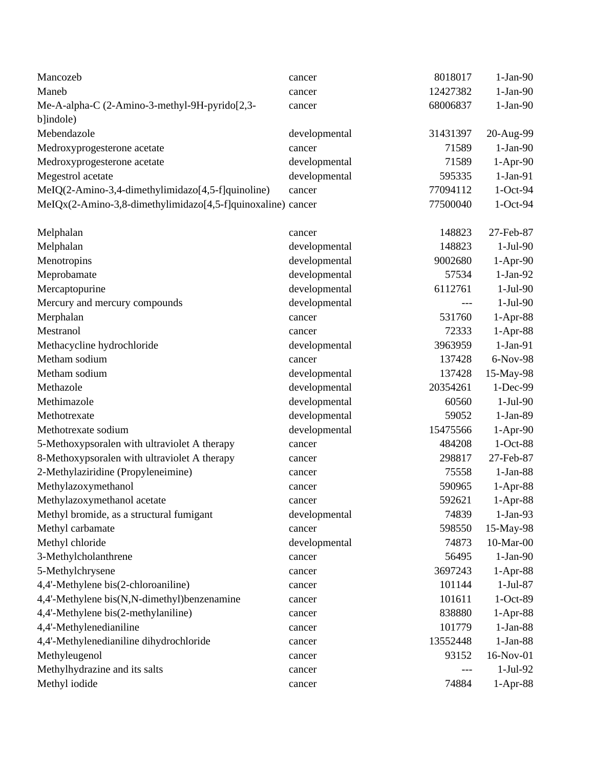| | | | |
|---|---|---|---|
| Mancozeb | cancer | 8018017 | 1-Jan-90 |
| Maneb | cancer | 12427382 | 1-Jan-90 |
| Me-A-alpha-C (2-Amino-3-methyl-9H-pyrido[2,3-b]indole) | cancer | 68006837 | 1-Jan-90 |
| Mebendazole | developmental | 31431397 | 20-Aug-99 |
| Medroxyprogesterone acetate | cancer | 71589 | 1-Jan-90 |
| Medroxyprogesterone acetate | developmental | 71589 | 1-Apr-90 |
| Megestrol acetate | developmental | 595335 | 1-Jan-91 |
| MeIQ(2-Amino-3,4-dimethylimidazo[4,5-f]quinoline) | cancer | 77094112 | 1-Oct-94 |
| MeIQx(2-Amino-3,8-dimethylimidazo[4,5-f]quinoxaline) | cancer | 77500040 | 1-Oct-94 |
| Melphalan | cancer | 148823 | 27-Feb-87 |
| Melphalan | developmental | 148823 | 1-Jul-90 |
| Menotropins | developmental | 9002680 | 1-Apr-90 |
| Meprobamate | developmental | 57534 | 1-Jan-92 |
| Mercaptopurine | developmental | 6112761 | 1-Jul-90 |
| Mercury and mercury compounds | developmental | --- | 1-Jul-90 |
| Merphalan | cancer | 531760 | 1-Apr-88 |
| Mestranol | cancer | 72333 | 1-Apr-88 |
| Methacycline hydrochloride | developmental | 3963959 | 1-Jan-91 |
| Metham sodium | cancer | 137428 | 6-Nov-98 |
| Metham sodium | developmental | 137428 | 15-May-98 |
| Methazole | developmental | 20354261 | 1-Dec-99 |
| Methimazole | developmental | 60560 | 1-Jul-90 |
| Methotrexate | developmental | 59052 | 1-Jan-89 |
| Methotrexate sodium | developmental | 15475566 | 1-Apr-90 |
| 5-Methoxypsoralen with ultraviolet A therapy | cancer | 484208 | 1-Oct-88 |
| 8-Methoxypsoralen with ultraviolet A therapy | cancer | 298817 | 27-Feb-87 |
| 2-Methylaziridine (Propyleneimine) | cancer | 75558 | 1-Jan-88 |
| Methylazoxymethanol | cancer | 590965 | 1-Apr-88 |
| Methylazoxymethanol acetate | cancer | 592621 | 1-Apr-88 |
| Methyl bromide, as a structural fumigant | developmental | 74839 | 1-Jan-93 |
| Methyl carbamate | cancer | 598550 | 15-May-98 |
| Methyl chloride | developmental | 74873 | 10-Mar-00 |
| 3-Methylcholanthrene | cancer | 56495 | 1-Jan-90 |
| 5-Methylchrysene | cancer | 3697243 | 1-Apr-88 |
| 4,4'-Methylene bis(2-chloroaniline) | cancer | 101144 | 1-Jul-87 |
| 4,4'-Methylene bis(N,N-dimethyl)benzenamine | cancer | 101611 | 1-Oct-89 |
| 4,4'-Methylene bis(2-methylaniline) | cancer | 838880 | 1-Apr-88 |
| 4,4'-Methylenedianiline | cancer | 101779 | 1-Jan-88 |
| 4,4'-Methylenedianiline dihydrochloride | cancer | 13552448 | 1-Jan-88 |
| Methyleugenol | cancer | 93152 | 16-Nov-01 |
| Methylhydrazine and its salts | cancer | --- | 1-Jul-92 |
| Methyl iodide | cancer | 74884 | 1-Apr-88 |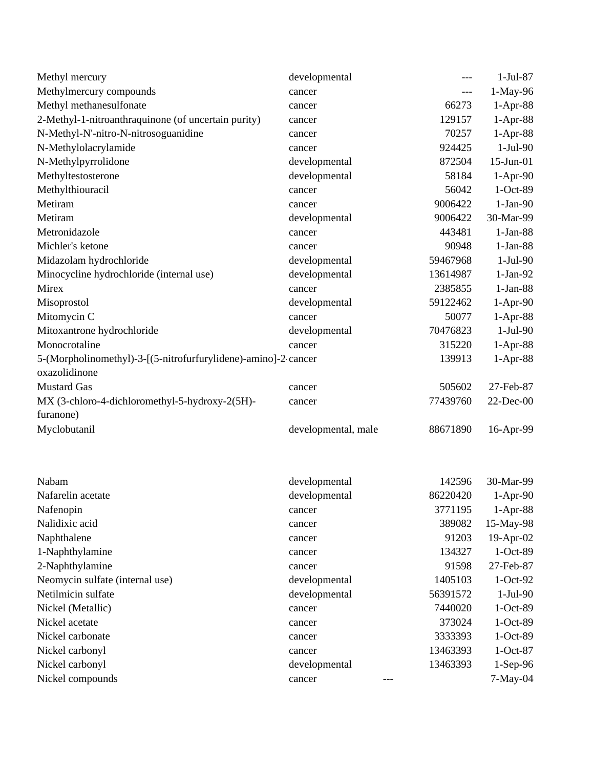| | | | |
|---|---|---|---|
| Methyl mercury | developmental | --- | 1-Jul-87 |
| Methylmercury compounds | cancer | --- | 1-May-96 |
| Methyl methanesulfonate | cancer | 66273 | 1-Apr-88 |
| 2-Methyl-1-nitroanthraquinone (of uncertain purity) | cancer | 129157 | 1-Apr-88 |
| N-Methyl-N'-nitro-N-nitrosoguanidine | cancer | 70257 | 1-Apr-88 |
| N-Methylolacrylamide | cancer | 924425 | 1-Jul-90 |
| N-Methylpyrrolidone | developmental | 872504 | 15-Jun-01 |
| Methyltestosterone | developmental | 58184 | 1-Apr-90 |
| Methylthiouracil | cancer | 56042 | 1-Oct-89 |
| Metiram | cancer | 9006422 | 1-Jan-90 |
| Metiram | developmental | 9006422 | 30-Mar-99 |
| Metronidazole | cancer | 443481 | 1-Jan-88 |
| Michler's ketone | cancer | 90948 | 1-Jan-88 |
| Midazolam hydrochloride | developmental | 59467968 | 1-Jul-90 |
| Minocycline hydrochloride (internal use) | developmental | 13614987 | 1-Jan-92 |
| Mirex | cancer | 2385855 | 1-Jan-88 |
| Misoprostol | developmental | 59122462 | 1-Apr-90 |
| Mitomycin C | cancer | 50077 | 1-Apr-88 |
| Mitoxantrone hydrochloride | developmental | 70476823 | 1-Jul-90 |
| Monocrotaline | cancer | 315220 | 1-Apr-88 |
| 5-(Morpholinomethyl)-3-[(5-nitrofurfurylidene)-amino]-2-oxazolidinone | cancer | 139913 | 1-Apr-88 |
| Mustard Gas | cancer | 505602 | 27-Feb-87 |
| MX (3-chloro-4-dichloromethyl-5-hydroxy-2(5H)-furanone) | cancer | 77439760 | 22-Dec-00 |
| Myclobutanil | developmental, male | 88671890 | 16-Apr-99 |
| | | | |
| Nabam | developmental | 142596 | 30-Mar-99 |
| Nafarelin acetate | developmental | 86220420 | 1-Apr-90 |
| Nafenopin | cancer | 3771195 | 1-Apr-88 |
| Nalidixic acid | cancer | 389082 | 15-May-98 |
| Naphthalene | cancer | 91203 | 19-Apr-02 |
| 1-Naphthylamine | cancer | 134327 | 1-Oct-89 |
| 2-Naphthylamine | cancer | 91598 | 27-Feb-87 |
| Neomycin sulfate (internal use) | developmental | 1405103 | 1-Oct-92 |
| Netilmicin sulfate | developmental | 56391572 | 1-Jul-90 |
| Nickel (Metallic) | cancer | 7440020 | 1-Oct-89 |
| Nickel acetate | cancer | 373024 | 1-Oct-89 |
| Nickel carbonate | cancer | 3333393 | 1-Oct-89 |
| Nickel carbonyl | cancer | 13463393 | 1-Oct-87 |
| Nickel carbonyl | developmental | 13463393 | 1-Sep-96 |
| Nickel compounds | cancer | --- | 7-May-04 |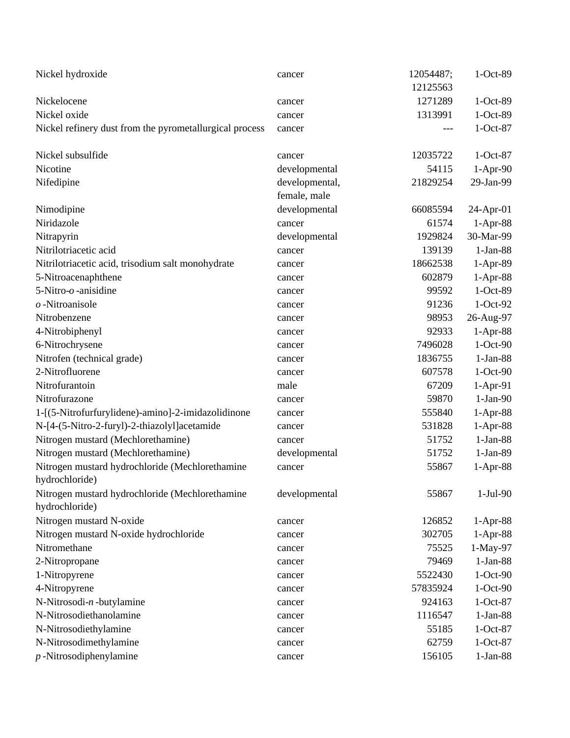| | | | |
|---|---|---|---|
| Nickel hydroxide | cancer | 12054487; 12125563 | 1-Oct-89 |
| Nickelocene | cancer | 1271289 | 1-Oct-89 |
| Nickel oxide | cancer | 1313991 | 1-Oct-89 |
| Nickel refinery dust from the pyrometallurgical process | cancer | --- | 1-Oct-87 |
| Nickel subsulfide | cancer | 12035722 | 1-Oct-87 |
| Nicotine | developmental | 54115 | 1-Apr-90 |
| Nifedipine | developmental, female, male | 21829254 | 29-Jan-99 |
| Nimodipine | developmental | 66085594 | 24-Apr-01 |
| Niridazole | cancer | 61574 | 1-Apr-88 |
| Nitrapyrin | developmental | 1929824 | 30-Mar-99 |
| Nitrilotriacetic acid | cancer | 139139 | 1-Jan-88 |
| Nitrilotriacetic acid, trisodium salt monohydrate | cancer | 18662538 | 1-Apr-89 |
| 5-Nitroacenaphthene | cancer | 602879 | 1-Apr-88 |
| 5-Nitro-*o*-anisidine | cancer | 99592 | 1-Oct-89 |
| *o*-Nitroanisole | cancer | 91236 | 1-Oct-92 |
| Nitrobenzene | cancer | 98953 | 26-Aug-97 |
| 4-Nitrobiphenyl | cancer | 92933 | 1-Apr-88 |
| 6-Nitrochrysene | cancer | 7496028 | 1-Oct-90 |
| Nitrofen (technical grade) | cancer | 1836755 | 1-Jan-88 |
| 2-Nitrofluorene | cancer | 607578 | 1-Oct-90 |
| Nitrofurantoin | male | 67209 | 1-Apr-91 |
| Nitrofurazone | cancer | 59870 | 1-Jan-90 |
| 1-[(5-Nitrofurfurylidene)-amino]-2-imidazolidinone | cancer | 555840 | 1-Apr-88 |
| N-[4-(5-Nitro-2-furyl)-2-thiazolyl]acetamide | cancer | 531828 | 1-Apr-88 |
| Nitrogen mustard (Mechlorethamine) | cancer | 51752 | 1-Jan-88 |
| Nitrogen mustard (Mechlorethamine) | developmental | 51752 | 1-Jan-89 |
| Nitrogen mustard hydrochloride (Mechlorethamine hydrochloride) | cancer | 55867 | 1-Apr-88 |
| Nitrogen mustard hydrochloride (Mechlorethamine hydrochloride) | developmental | 55867 | 1-Jul-90 |
| Nitrogen mustard N-oxide | cancer | 126852 | 1-Apr-88 |
| Nitrogen mustard N-oxide hydrochloride | cancer | 302705 | 1-Apr-88 |
| Nitromethane | cancer | 75525 | 1-May-97 |
| 2-Nitropropane | cancer | 79469 | 1-Jan-88 |
| 1-Nitropyrene | cancer | 5522430 | 1-Oct-90 |
| 4-Nitropyrene | cancer | 57835924 | 1-Oct-90 |
| N-Nitrosodi-*n*-butylamine | cancer | 924163 | 1-Oct-87 |
| N-Nitrosodiethanolamine | cancer | 1116547 | 1-Jan-88 |
| N-Nitrosodiethylamine | cancer | 55185 | 1-Oct-87 |
| N-Nitrosodimethylamine | cancer | 62759 | 1-Oct-87 |
| *p*-Nitrosodiphenylamine | cancer | 156105 | 1-Jan-88 |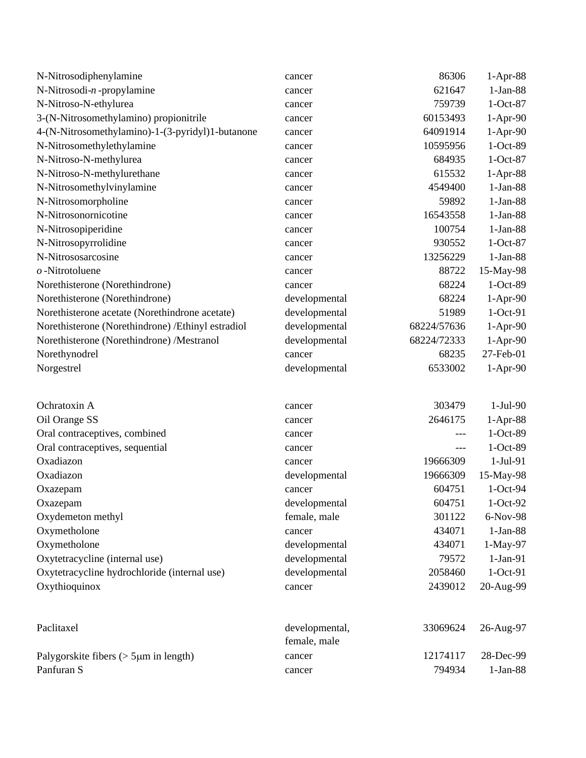| | | | |
|---|---|---|---|
| N-Nitrosodiphenylamine | cancer | 86306 | 1-Apr-88 |
| N-Nitrosodi-*n* -propylamine | cancer | 621647 | 1-Jan-88 |
| N-Nitroso-N-ethylurea | cancer | 759739 | 1-Oct-87 |
| 3-(N-Nitrosomethylamino) propionitrile | cancer | 60153493 | 1-Apr-90 |
| 4-(N-Nitrosomethylamino)-1-(3-pyridyl)1-butanone | cancer | 64091914 | 1-Apr-90 |
| N-Nitrosomethylethylamine | cancer | 10595956 | 1-Oct-89 |
| N-Nitroso-N-methylurea | cancer | 684935 | 1-Oct-87 |
| N-Nitroso-N-methylurethane | cancer | 615532 | 1-Apr-88 |
| N-Nitrosomethylvinylamine | cancer | 4549400 | 1-Jan-88 |
| N-Nitrosomorpholine | cancer | 59892 | 1-Jan-88 |
| N-Nitrosonornicotine | cancer | 16543558 | 1-Jan-88 |
| N-Nitrosopiperidine | cancer | 100754 | 1-Jan-88 |
| N-Nitrosopyrrolidine | cancer | 930552 | 1-Oct-87 |
| N-Nitrososarcosine | cancer | 13256229 | 1-Jan-88 |
| *o* -Nitrotoluene | cancer | 88722 | 15-May-98 |
| Norethisterone (Norethindrone) | cancer | 68224 | 1-Oct-89 |
| Norethisterone (Norethindrone) | developmental | 68224 | 1-Apr-90 |
| Norethisterone acetate (Norethindrone acetate) | developmental | 51989 | 1-Oct-91 |
| Norethisterone (Norethindrone) /Ethinyl estradiol | developmental | 68224/57636 | 1-Apr-90 |
| Norethisterone (Norethindrone) /Mestranol | developmental | 68224/72333 | 1-Apr-90 |
| Norethynodrel | cancer | 68235 | 27-Feb-01 |
| Norgestrel | developmental | 6533002 | 1-Apr-90 |
| | | | |
| Ochratoxin A | cancer | 303479 | 1-Jul-90 |
| Oil Orange SS | cancer | 2646175 | 1-Apr-88 |
| Oral contraceptives, combined | cancer | --- | 1-Oct-89 |
| Oral contraceptives, sequential | cancer | --- | 1-Oct-89 |
| Oxadiazon | cancer | 19666309 | 1-Jul-91 |
| Oxadiazon | developmental | 19666309 | 15-May-98 |
| Oxazepam | cancer | 604751 | 1-Oct-94 |
| Oxazepam | developmental | 604751 | 1-Oct-92 |
| Oxydemeton methyl | female, male | 301122 | 6-Nov-98 |
| Oxymetholone | cancer | 434071 | 1-Jan-88 |
| Oxymetholone | developmental | 434071 | 1-May-97 |
| Oxytetracycline (internal use) | developmental | 79572 | 1-Jan-91 |
| Oxytetracycline hydrochloride (internal use) | developmental | 2058460 | 1-Oct-91 |
| Oxythioquinox | cancer | 2439012 | 20-Aug-99 |
| | | | |
| Paclitaxel | developmental, female, male | 33069624 | 26-Aug-97 |
| Palygorskite fibers (> 5μm in length) | cancer | 12174117 | 28-Dec-99 |
| Panfuran S | cancer | 794934 | 1-Jan-88 |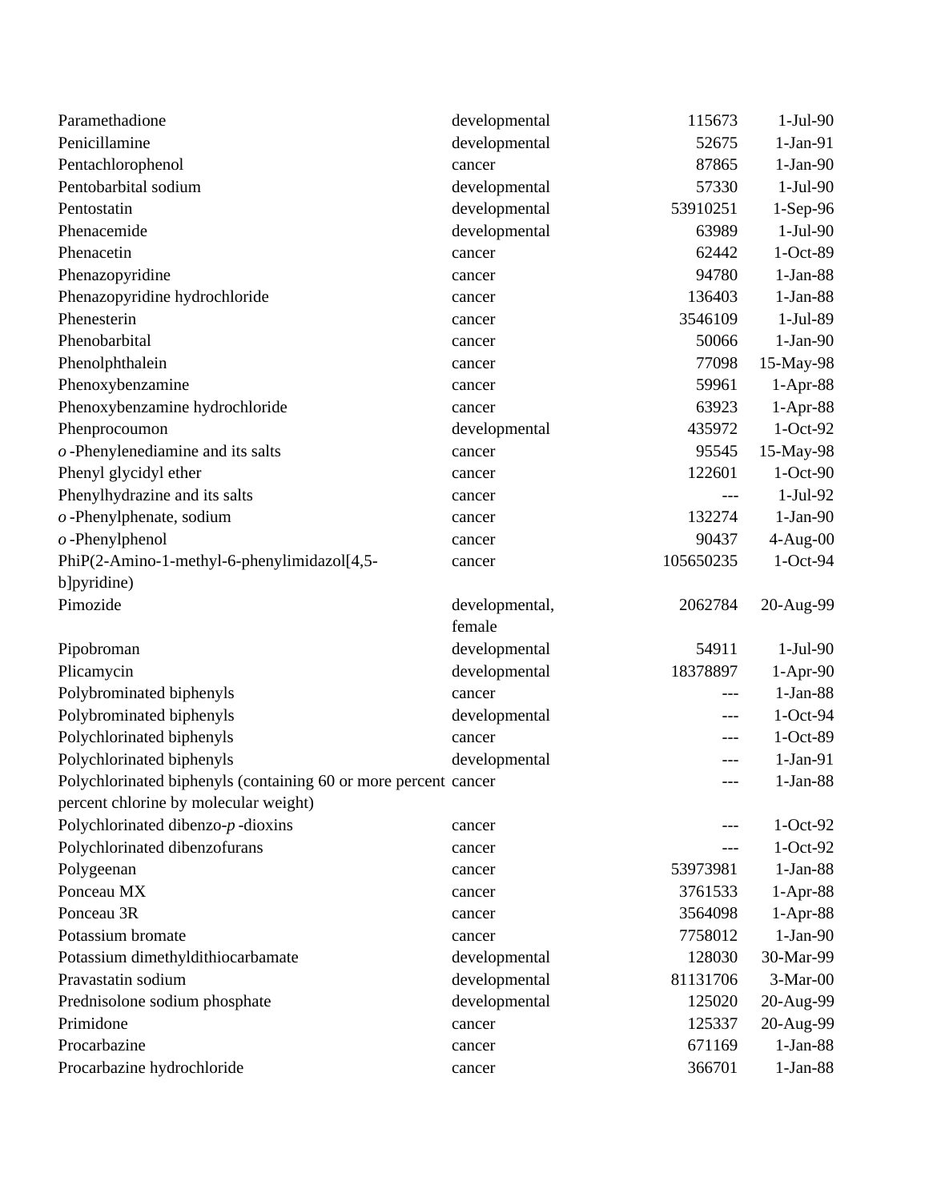| | | | |
|---|---|---|---|
| Paramethadione | developmental | 115673 | 1-Jul-90 |
| Penicillamine | developmental | 52675 | 1-Jan-91 |
| Pentachlorophenol | cancer | 87865 | 1-Jan-90 |
| Pentobarbital sodium | developmental | 57330 | 1-Jul-90 |
| Pentostatin | developmental | 53910251 | 1-Sep-96 |
| Phenacemide | developmental | 63989 | 1-Jul-90 |
| Phenacetin | cancer | 62442 | 1-Oct-89 |
| Phenazopyridine | cancer | 94780 | 1-Jan-88 |
| Phenazopyridine hydrochloride | cancer | 136403 | 1-Jan-88 |
| Phenesterin | cancer | 3546109 | 1-Jul-89 |
| Phenobarbital | cancer | 50066 | 1-Jan-90 |
| Phenolphthalein | cancer | 77098 | 15-May-98 |
| Phenoxybenzamine | cancer | 59961 | 1-Apr-88 |
| Phenoxybenzamine hydrochloride | cancer | 63923 | 1-Apr-88 |
| Phenprocoumon | developmental | 435972 | 1-Oct-92 |
| *o*-Phenylenediamine and its salts | cancer | 95545 | 15-May-98 |
| Phenyl glycidyl ether | cancer | 122601 | 1-Oct-90 |
| Phenylhydrazine and its salts | cancer | --- | 1-Jul-92 |
| *o*-Phenylphenate, sodium | cancer | 132274 | 1-Jan-90 |
| *o*-Phenylphenol | cancer | 90437 | 4-Aug-00 |
| PhiP(2-Amino-1-methyl-6-phenylimidazol[4,5-b]pyridine) | cancer | 105650235 | 1-Oct-94 |
| Pimozide | developmental, female | 2062784 | 20-Aug-99 |
| Pipobroman | developmental | 54911 | 1-Jul-90 |
| Plicamycin | developmental | 18378897 | 1-Apr-90 |
| Polybrominated biphenyls | cancer | --- | 1-Jan-88 |
| Polybrominated biphenyls | developmental | --- | 1-Oct-94 |
| Polychlorinated biphenyls | cancer | --- | 1-Oct-89 |
| Polychlorinated biphenyls | developmental | --- | 1-Jan-91 |
| Polychlorinated biphenyls (containing 60 or more percent percent chlorine by molecular weight) | cancer | --- | 1-Jan-88 |
| Polychlorinated dibenzo-*p*-dioxins | cancer | --- | 1-Oct-92 |
| Polychlorinated dibenzofurans | cancer | --- | 1-Oct-92 |
| Polygeenan | cancer | 53973981 | 1-Jan-88 |
| Ponceau MX | cancer | 3761533 | 1-Apr-88 |
| Ponceau 3R | cancer | 3564098 | 1-Apr-88 |
| Potassium bromate | cancer | 7758012 | 1-Jan-90 |
| Potassium dimethyldithiocarbamate | developmental | 128030 | 30-Mar-99 |
| Pravastatin sodium | developmental | 81131706 | 3-Mar-00 |
| Prednisolone sodium phosphate | developmental | 125020 | 20-Aug-99 |
| Primidone | cancer | 125337 | 20-Aug-99 |
| Procarbazine | cancer | 671169 | 1-Jan-88 |
| Procarbazine hydrochloride | cancer | 366701 | 1-Jan-88 |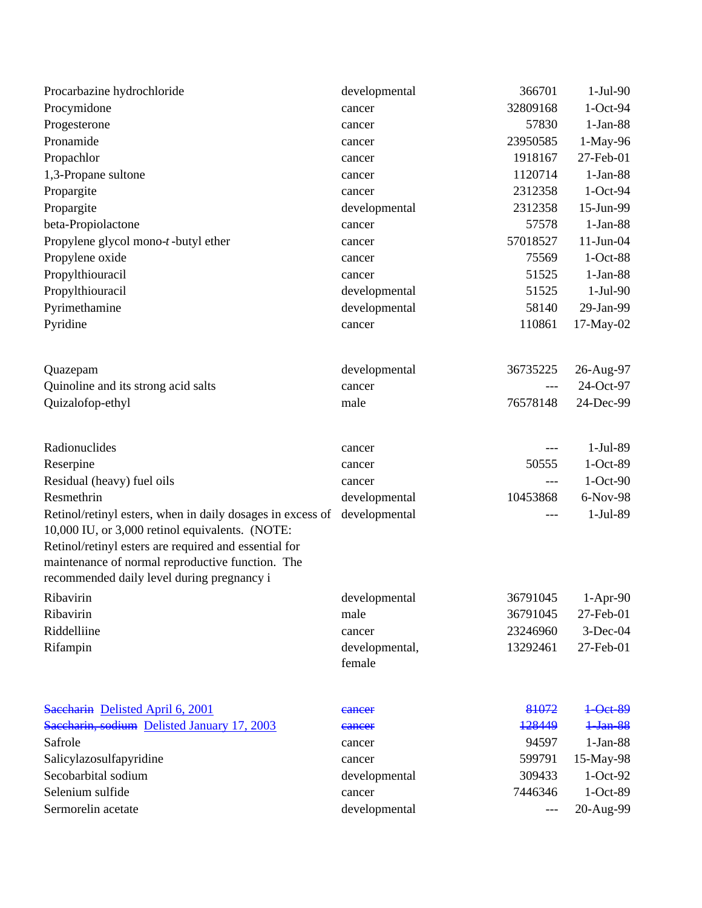| | | | |
|---|---|---|---|
| Procarbazine hydrochloride | developmental | 366701 | 1-Jul-90 |
| Procymidone | cancer | 32809168 | 1-Oct-94 |
| Progesterone | cancer | 57830 | 1-Jan-88 |
| Pronamide | cancer | 23950585 | 1-May-96 |
| Propachlor | cancer | 1918167 | 27-Feb-01 |
| 1,3-Propane sultone | cancer | 1120714 | 1-Jan-88 |
| Propargite | cancer | 2312358 | 1-Oct-94 |
| Propargite | developmental | 2312358 | 15-Jun-99 |
| beta-Propiolactone | cancer | 57578 | 1-Jan-88 |
| Propylene glycol mono-*t*-butyl ether | cancer | 57018527 | 11-Jun-04 |
| Propylene oxide | cancer | 75569 | 1-Oct-88 |
| Propylthiouracil | cancer | 51525 | 1-Jan-88 |
| Propylthiouracil | developmental | 51525 | 1-Jul-90 |
| Pyrimethamine | developmental | 58140 | 29-Jan-99 |
| Pyridine | cancer | 110861 | 17-May-02 |
| | | | |
| Quazepam | developmental | 36735225 | 26-Aug-97 |
| Quinoline and its strong acid salts | cancer | --- | 24-Oct-97 |
| Quizalofop-ethyl | male | 76578148 | 24-Dec-99 |
| | | | |
| Radionuclides | cancer | --- | 1-Jul-89 |
| Reserpine | cancer | 50555 | 1-Oct-89 |
| Residual (heavy) fuel oils | cancer | --- | 1-Oct-90 |
| Resmethrin | developmental | 10453868 | 6-Nov-98 |
| Retinol/retinyl esters, when in daily dosages in excess of 10,000 IU, or 3,000 retinol equivalents. (NOTE: Retinol/retinyl esters are required and essential for maintenance of normal reproductive function. The recommended daily level during pregnancy i | developmental | --- | 1-Jul-89 |
| Ribavirin | developmental | 36791045 | 1-Apr-90 |
| Ribavirin | male | 36791045 | 27-Feb-01 |
| Riddelliine | cancer | 23246960 | 3-Dec-04 |
| Rifampin | developmental, female | 13292461 | 27-Feb-01 |
| | | | |
| ~~Saccharin~~ Delisted April 6, 2001 | ~~cancer~~ | ~~81072~~ | ~~1-Oct-89~~ |
| ~~Saccharin, sodium~~ Delisted January 17, 2003 | ~~cancer~~ | ~~128449~~ | ~~1-Jan-88~~ |
| Safrole | cancer | 94597 | 1-Jan-88 |
| Salicylazosulfapyridine | cancer | 599791 | 15-May-98 |
| Secobarbital sodium | developmental | 309433 | 1-Oct-92 |
| Selenium sulfide | cancer | 7446346 | 1-Oct-89 |
| Sermorelin acetate | developmental | --- | 20-Aug-99 |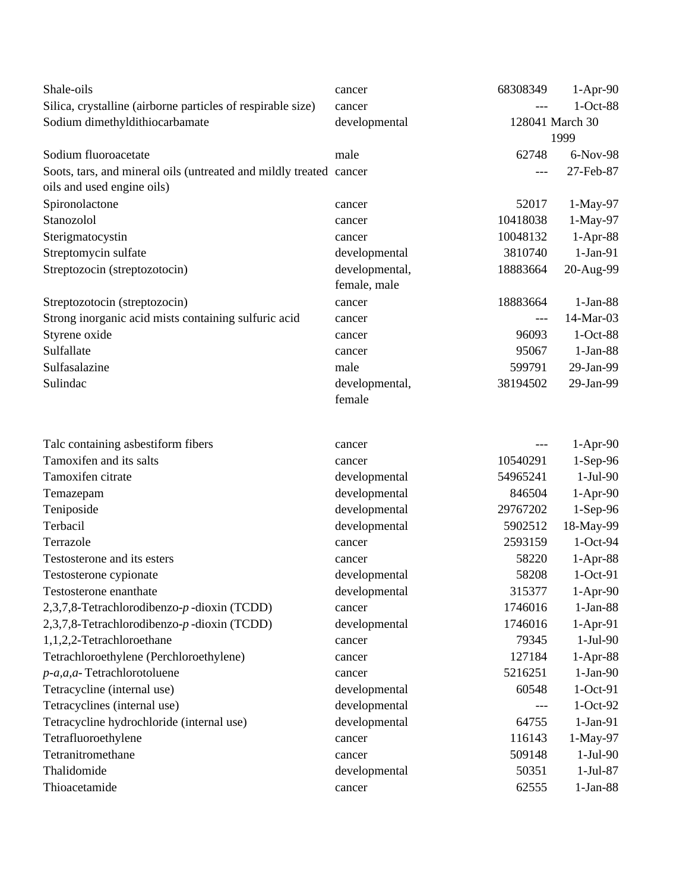| | | | |
|---|---|---|---|
| Shale-oils | cancer | 68308349 | 1-Apr-90 |
| Silica, crystalline (airborne particles of respirable size) | cancer | --- | 1-Oct-88 |
| Sodium dimethyldithiocarbamate | developmental | 128041 | March 30 1999 |
| Sodium fluoroacetate | male | 62748 | 6-Nov-98 |
| Soots, tars, and mineral oils (untreated and mildly treated oils and used engine oils) | cancer | --- | 27-Feb-87 |
| Spironolactone | cancer | 52017 | 1-May-97 |
| Stanozolol | cancer | 10418038 | 1-May-97 |
| Sterigmatocystin | cancer | 10048132 | 1-Apr-88 |
| Streptomycin sulfate | developmental | 3810740 | 1-Jan-91 |
| Streptozocin (streptozotocin) | developmental, female, male | 18883664 | 20-Aug-99 |
| Streptozotocin (streptozocin) | cancer | 18883664 | 1-Jan-88 |
| Strong inorganic acid mists containing sulfuric acid | cancer | --- | 14-Mar-03 |
| Styrene oxide | cancer | 96093 | 1-Oct-88 |
| Sulfallate | cancer | 95067 | 1-Jan-88 |
| Sulfasalazine | male | 599791 | 29-Jan-99 |
| Sulindac | developmental, female | 38194502 | 29-Jan-99 |
| Talc containing asbestiform fibers | cancer | --- | 1-Apr-90 |
| Tamoxifen and its salts | cancer | 10540291 | 1-Sep-96 |
| Tamoxifen citrate | developmental | 54965241 | 1-Jul-90 |
| Temazepam | developmental | 846504 | 1-Apr-90 |
| Teniposide | developmental | 29767202 | 1-Sep-96 |
| Terbacil | developmental | 5902512 | 18-May-99 |
| Terrazole | cancer | 2593159 | 1-Oct-94 |
| Testosterone and its esters | cancer | 58220 | 1-Apr-88 |
| Testosterone cypionate | developmental | 58208 | 1-Oct-91 |
| Testosterone enanthate | developmental | 315377 | 1-Apr-90 |
| 2,3,7,8-Tetrachlorodibenzo-*p* -dioxin (TCDD) | cancer | 1746016 | 1-Jan-88 |
| 2,3,7,8-Tetrachlorodibenzo-*p* -dioxin (TCDD) | developmental | 1746016 | 1-Apr-91 |
| 1,1,2,2-Tetrachloroethane | cancer | 79345 | 1-Jul-90 |
| Tetrachloroethylene (Perchloroethylene) | cancer | 127184 | 1-Apr-88 |
| *p-a,a,a-* Tetrachlorotoluene | cancer | 5216251 | 1-Jan-90 |
| Tetracycline (internal use) | developmental | 60548 | 1-Oct-91 |
| Tetracyclines (internal use) | developmental | --- | 1-Oct-92 |
| Tetracycline hydrochloride (internal use) | developmental | 64755 | 1-Jan-91 |
| Tetrafluoroethylene | cancer | 116143 | 1-May-97 |
| Tetranitromethane | cancer | 509148 | 1-Jul-90 |
| Thalidomide | developmental | 50351 | 1-Jul-87 |
| Thioacetamide | cancer | 62555 | 1-Jan-88 |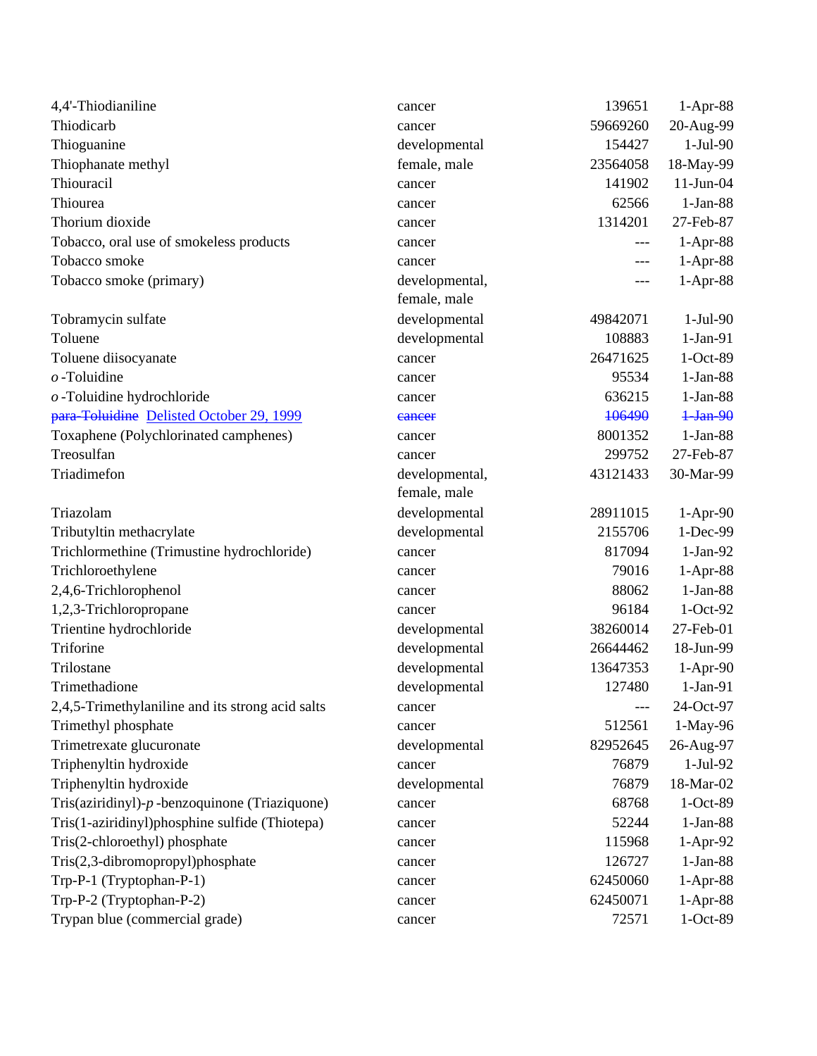| | | | |
|---|---|---|---|
| 4,4'-Thiodianiline | cancer | 139651 | 1-Apr-88 |
| Thiodicarb | cancer | 59669260 | 20-Aug-99 |
| Thioguanine | developmental | 154427 | 1-Jul-90 |
| Thiophanate methyl | female, male | 23564058 | 18-May-99 |
| Thiouracil | cancer | 141902 | 11-Jun-04 |
| Thiourea | cancer | 62566 | 1-Jan-88 |
| Thorium dioxide | cancer | 1314201 | 27-Feb-87 |
| Tobacco, oral use of smokeless products | cancer | --- | 1-Apr-88 |
| Tobacco smoke | cancer | --- | 1-Apr-88 |
| Tobacco smoke (primary) | developmental, female, male | --- | 1-Apr-88 |
| Tobramycin sulfate | developmental | 49842071 | 1-Jul-90 |
| Toluene | developmental | 108883 | 1-Jan-91 |
| Toluene diisocyanate | cancer | 26471625 | 1-Oct-89 |
| *o*-Toluidine | cancer | 95534 | 1-Jan-88 |
| *o*-Toluidine hydrochloride | cancer | 636215 | 1-Jan-88 |
| ~~para-Toluidine~~ Delisted October 29, 1999 | ~~cancer~~ | ~~106490~~ | ~~1-Jan-90~~ |
| Toxaphene (Polychlorinated camphenes) | cancer | 8001352 | 1-Jan-88 |
| Treosulfan | cancer | 299752 | 27-Feb-87 |
| Triadimefon | developmental, female, male | 43121433 | 30-Mar-99 |
| Triazolam | developmental | 28911015 | 1-Apr-90 |
| Tributyltin methacrylate | developmental | 2155706 | 1-Dec-99 |
| Trichlormethine (Trimustine hydrochloride) | cancer | 817094 | 1-Jan-92 |
| Trichloroethylene | cancer | 79016 | 1-Apr-88 |
| 2,4,6-Trichlorophenol | cancer | 88062 | 1-Jan-88 |
| 1,2,3-Trichloropropane | cancer | 96184 | 1-Oct-92 |
| Trientine hydrochloride | developmental | 38260014 | 27-Feb-01 |
| Triforine | developmental | 26644462 | 18-Jun-99 |
| Trilostane | developmental | 13647353 | 1-Apr-90 |
| Trimethadione | developmental | 127480 | 1-Jan-91 |
| 2,4,5-Trimethylaniline and its strong acid salts | cancer | --- | 24-Oct-97 |
| Trimethyl phosphate | cancer | 512561 | 1-May-96 |
| Trimetrexate glucuronate | developmental | 82952645 | 26-Aug-97 |
| Triphenyltin hydroxide | cancer | 76879 | 1-Jul-92 |
| Triphenyltin hydroxide | developmental | 76879 | 18-Mar-02 |
| Tris(aziridinyl)-*p*-benzoquinone (Triaziquone) | cancer | 68768 | 1-Oct-89 |
| Tris(1-aziridinyl)phosphine sulfide (Thiotepa) | cancer | 52244 | 1-Jan-88 |
| Tris(2-chloroethyl) phosphate | cancer | 115968 | 1-Apr-92 |
| Tris(2,3-dibromopropyl)phosphate | cancer | 126727 | 1-Jan-88 |
| Trp-P-1 (Tryptophan-P-1) | cancer | 62450060 | 1-Apr-88 |
| Trp-P-2 (Tryptophan-P-2) | cancer | 62450071 | 1-Apr-88 |
| Trypan blue (commercial grade) | cancer | 72571 | 1-Oct-89 |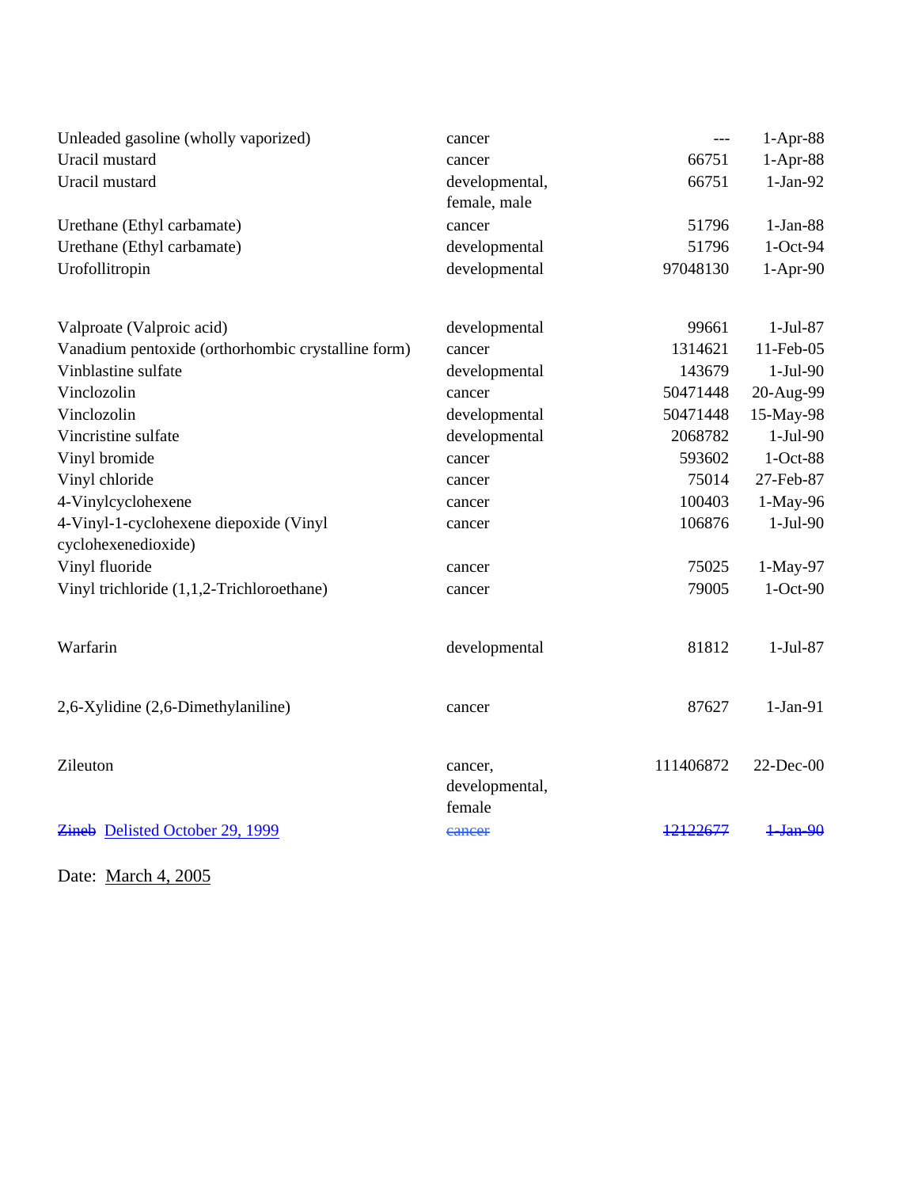| | | | |
|---|---|---|---|
| Unleaded gasoline (wholly vaporized) | cancer | --- | 1-Apr-88 |
| Uracil mustard | cancer | 66751 | 1-Apr-88 |
| Uracil mustard | developmental, female, male | 66751 | 1-Jan-92 |
| Urethane (Ethyl carbamate) | cancer | 51796 | 1-Jan-88 |
| Urethane (Ethyl carbamate) | developmental | 51796 | 1-Oct-94 |
| Urofollitropin | developmental | 97048130 | 1-Apr-90 |
| | | | |
| Valproate (Valproic acid) | developmental | 99661 | 1-Jul-87 |
| Vanadium pentoxide (orthorhombic crystalline form) | cancer | 1314621 | 11-Feb-05 |
| Vinblastine sulfate | developmental | 143679 | 1-Jul-90 |
| Vinclozolin | cancer | 50471448 | 20-Aug-99 |
| Vinclozolin | developmental | 50471448 | 15-May-98 |
| Vincristine sulfate | developmental | 2068782 | 1-Jul-90 |
| Vinyl bromide | cancer | 593602 | 1-Oct-88 |
| Vinyl chloride | cancer | 75014 | 27-Feb-87 |
| 4-Vinylcyclohexene | cancer | 100403 | 1-May-96 |
| 4-Vinyl-1-cyclohexene diepoxide (Vinyl cyclohexenedioxide) | cancer | 106876 | 1-Jul-90 |
| Vinyl fluoride | cancer | 75025 | 1-May-97 |
| Vinyl trichloride (1,1,2-Trichloroethane) | cancer | 79005 | 1-Oct-90 |
| | | | |
| Warfarin | developmental | 81812 | 1-Jul-87 |
| | | | |
| 2,6-Xylidine (2,6-Dimethylaniline) | cancer | 87627 | 1-Jan-91 |
| | | | |
| Zileuton | cancer, developmental, female | 111406872 | 22-Dec-00 |
| ~~Zineb~~ Delisted October 29, 1999 | ~~cancer~~ | ~~12122677~~ | ~~1-Jan-90~~ |

Date: March 4, 2005